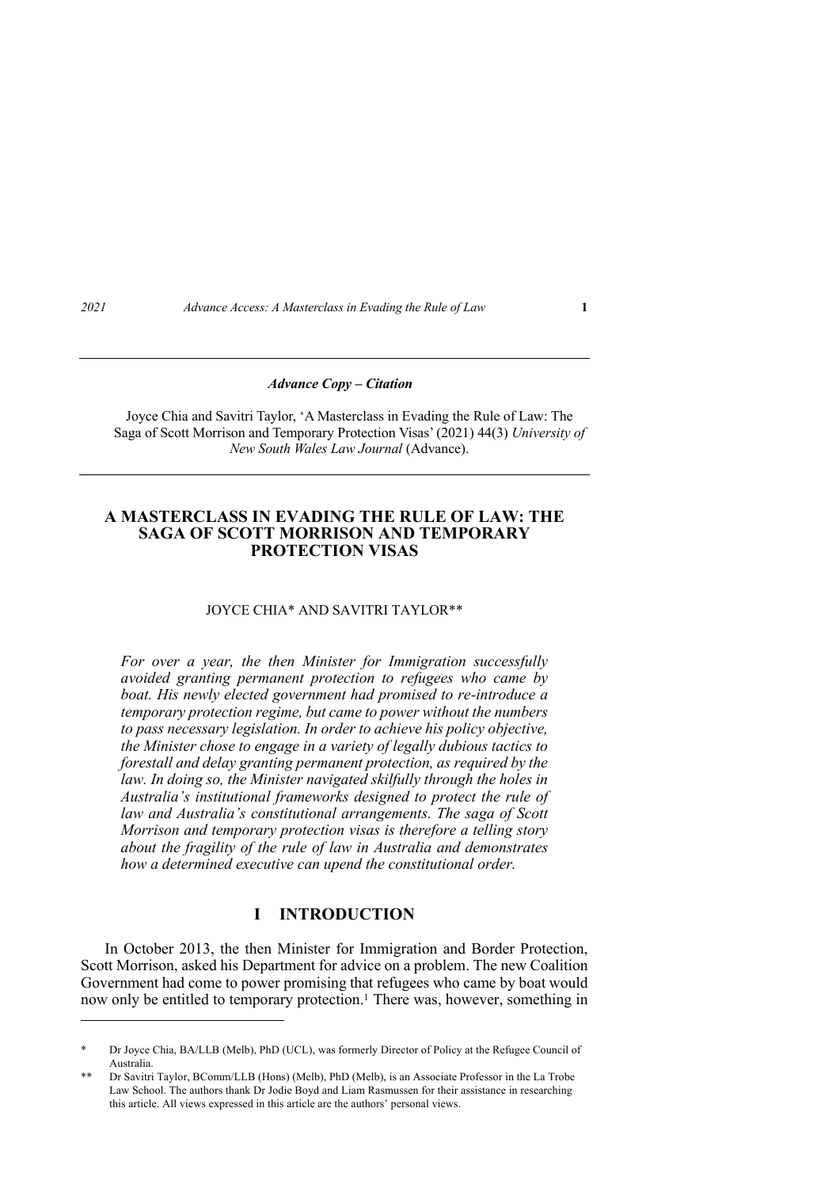***Advance Copy – Citation***

Joyce Chia and Savitri Taylor, 'A Masterclass in Evading the Rule of Law: The Saga of Scott Morrison and Temporary Protection Visas' (2021) 44(3) *University of New South Wales Law Journal* (Advance).

# A MASTERCLASS IN EVADING THE RULE OF LAW: THE SAGA OF SCOTT MORRISON AND TEMPORARY PROTECTION VISAS

JOYCE CHIA* AND SAVITRI TAYLOR**

*For over a year, the then Minister for Immigration successfully avoided granting permanent protection to refugees who came by boat. His newly elected government had promised to re-introduce a temporary protection regime, but came to power without the numbers to pass necessary legislation. In order to achieve his policy objective, the Minister chose to engage in a variety of legally dubious tactics to forestall and delay granting permanent protection, as required by the law. In doing so, the Minister navigated skilfully through the holes in Australia's institutional frameworks designed to protect the rule of law and Australia's constitutional arrangements. The saga of Scott Morrison and temporary protection visas is therefore a telling story about the fragility of the rule of law in Australia and demonstrates how a determined executive can upend the constitutional order.*

## I INTRODUCTION

In October 2013, the then Minister for Immigration and Border Protection, Scott Morrison, asked his Department for advice on a problem. The new Coalition Government had come to power promising that refugees who came by boat would now only be entitled to temporary protection.[1] There was, however, something in

---

\* Dr Joyce Chia, BA/LLB (Melb), PhD (UCL), was formerly Director of Policy at the Refugee Council of Australia.

\*\* Dr Savitri Taylor, BComm/LLB (Hons) (Melb), PhD (Melb), is an Associate Professor in the La Trobe Law School. The authors thank Dr Jodie Boyd and Liam Rasmussen for their assistance in researching this article. All views expressed in this article are the authors' personal views.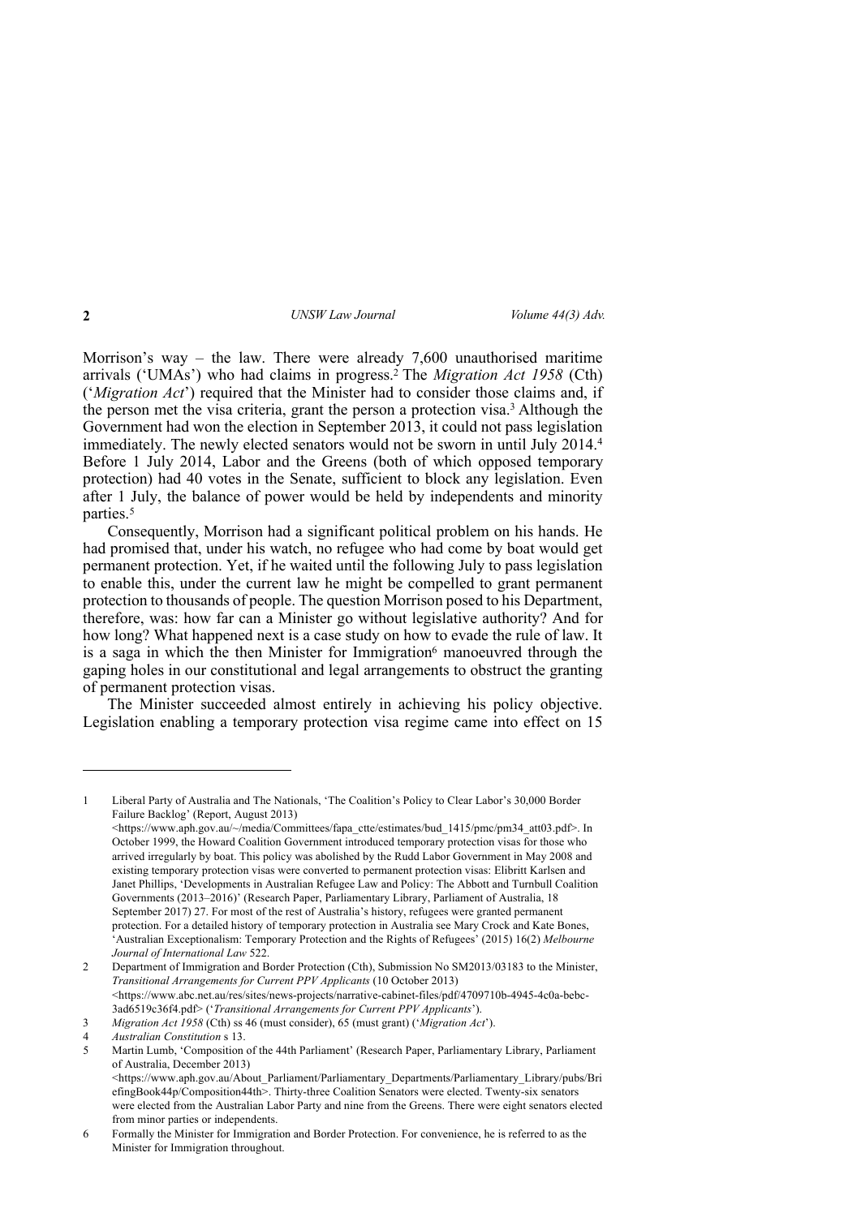Morrison's way – the law. There were already 7,600 unauthorised maritime arrivals ('UMAs') who had claims in progress.[2] The *Migration Act 1958* (Cth) ('*Migration Act*') required that the Minister had to consider those claims and, if the person met the visa criteria, grant the person a protection visa.[3] Although the Government had won the election in September 2013, it could not pass legislation immediately. The newly elected senators would not be sworn in until July 2014.[4] Before 1 July 2014, Labor and the Greens (both of which opposed temporary protection) had 40 votes in the Senate, sufficient to block any legislation. Even after 1 July, the balance of power would be held by independents and minority parties.[5]

Consequently, Morrison had a significant political problem on his hands. He had promised that, under his watch, no refugee who had come by boat would get permanent protection. Yet, if he waited until the following July to pass legislation to enable this, under the current law he might be compelled to grant permanent protection to thousands of people. The question Morrison posed to his Department, therefore, was: how far can a Minister go without legislative authority? And for how long? What happened next is a case study on how to evade the rule of law. It is a saga in which the then Minister for Immigration[6] manoeuvred through the gaping holes in our constitutional and legal arrangements to obstruct the granting of permanent protection visas.

The Minister succeeded almost entirely in achieving his policy objective. Legislation enabling a temporary protection visa regime came into effect on 15

---

1 Liberal Party of Australia and The Nationals, 'The Coalition's Policy to Clear Labor's 30,000 Border Failure Backlog' (Report, August 2013) <https://www.aph.gov.au/~/media/Committees/fapa_ctte/estimates/bud_1415/pmc/pm34_att03.pdf>. In October 1999, the Howard Coalition Government introduced temporary protection visas for those who arrived irregularly by boat. This policy was abolished by the Rudd Labor Government in May 2008 and existing temporary protection visas were converted to permanent protection visas: Elibritt Karlsen and Janet Phillips, 'Developments in Australian Refugee Law and Policy: The Abbott and Turnbull Coalition Governments (2013–2016)' (Research Paper, Parliamentary Library, Parliament of Australia, 18 September 2017) 27. For most of the rest of Australia's history, refugees were granted permanent protection. For a detailed history of temporary protection in Australia see Mary Crock and Kate Bones, 'Australian Exceptionalism: Temporary Protection and the Rights of Refugees' (2015) 16(2) *Melbourne Journal of International Law* 522.

2 Department of Immigration and Border Protection (Cth), Submission No SM2013/03183 to the Minister, *Transitional Arrangements for Current PPV Applicants* (10 October 2013) <https://www.abc.net.au/res/sites/news-projects/narrative-cabinet-files/pdf/4709710b-4945-4c0a-bebc-3ad6519c36f4.pdf> ('*Transitional Arrangements for Current PPV Applicants*').

3 *Migration Act 1958* (Cth) ss 46 (must consider), 65 (must grant) ('*Migration Act*').

4 *Australian Constitution* s 13.

5 Martin Lumb, 'Composition of the 44th Parliament' (Research Paper, Parliamentary Library, Parliament of Australia, December 2013) <https://www.aph.gov.au/About_Parliament/Parliamentary_Departments/Parliamentary_Library/pubs/BriefingBook44p/Composition44th>. Thirty-three Coalition Senators were elected. Twenty-six senators were elected from the Australian Labor Party and nine from the Greens. There were eight senators elected from minor parties or independents.

6 Formally the Minister for Immigration and Border Protection. For convenience, he is referred to as the Minister for Immigration throughout.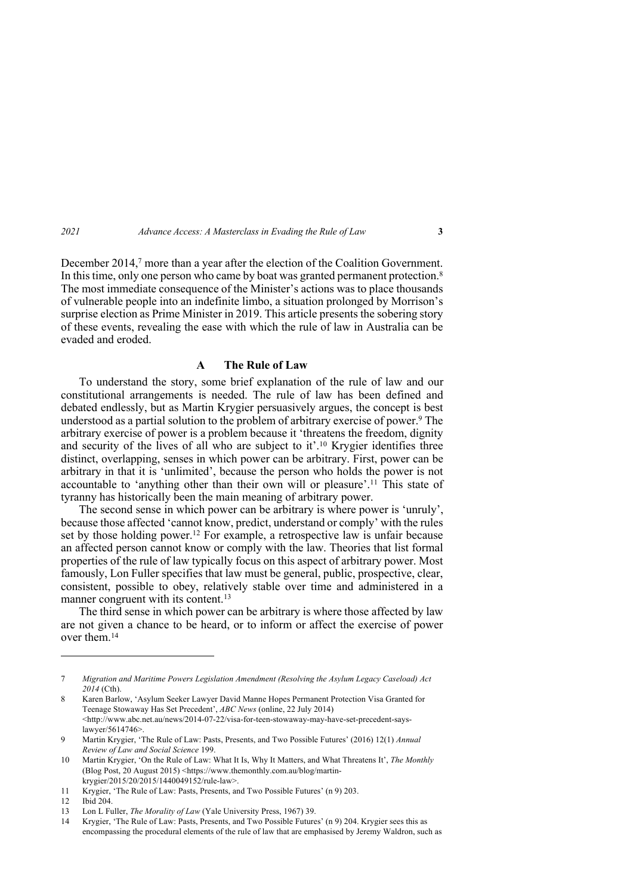December 2014,[7] more than a year after the election of the Coalition Government. In this time, only one person who came by boat was granted permanent protection.[8] The most immediate consequence of the Minister's actions was to place thousands of vulnerable people into an indefinite limbo, a situation prolonged by Morrison's surprise election as Prime Minister in 2019. This article presents the sobering story of these events, revealing the ease with which the rule of law in Australia can be evaded and eroded.

### A The Rule of Law

To understand the story, some brief explanation of the rule of law and our constitutional arrangements is needed. The rule of law has been defined and debated endlessly, but as Martin Krygier persuasively argues, the concept is best understood as a partial solution to the problem of arbitrary exercise of power.[9] The arbitrary exercise of power is a problem because it 'threatens the freedom, dignity and security of the lives of all who are subject to it'.[10] Krygier identifies three distinct, overlapping, senses in which power can be arbitrary. First, power can be arbitrary in that it is 'unlimited', because the person who holds the power is not accountable to 'anything other than their own will or pleasure'.[11] This state of tyranny has historically been the main meaning of arbitrary power.

The second sense in which power can be arbitrary is where power is 'unruly', because those affected 'cannot know, predict, understand or comply' with the rules set by those holding power.[12] For example, a retrospective law is unfair because an affected person cannot know or comply with the law. Theories that list formal properties of the rule of law typically focus on this aspect of arbitrary power. Most famously, Lon Fuller specifies that law must be general, public, prospective, clear, consistent, possible to obey, relatively stable over time and administered in a manner congruent with its content.[13]

The third sense in which power can be arbitrary is where those affected by law are not given a chance to be heard, or to inform or affect the exercise of power over them.[14]

---

7 *Migration and Maritime Powers Legislation Amendment (Resolving the Asylum Legacy Caseload) Act 2014* (Cth).

8 Karen Barlow, 'Asylum Seeker Lawyer David Manne Hopes Permanent Protection Visa Granted for Teenage Stowaway Has Set Precedent', *ABC News* (online, 22 July 2014) <http://www.abc.net.au/news/2014-07-22/visa-for-teen-stowaway-may-have-set-precedent-says-lawyer/5614746>.

9 Martin Krygier, 'The Rule of Law: Pasts, Presents, and Two Possible Futures' (2016) 12(1) *Annual Review of Law and Social Science* 199.

10 Martin Krygier, 'On the Rule of Law: What It Is, Why It Matters, and What Threatens It', *The Monthly* (Blog Post, 20 August 2015) <https://www.themonthly.com.au/blog/martin-krygier/2015/20/2015/1440049152/rule-law>.

11 Krygier, 'The Rule of Law: Pasts, Presents, and Two Possible Futures' (n 9) 203.

12 Ibid 204.

13 Lon L Fuller, *The Morality of Law* (Yale University Press, 1967) 39.

14 Krygier, 'The Rule of Law: Pasts, Presents, and Two Possible Futures' (n 9) 204. Krygier sees this as encompassing the procedural elements of the rule of law that are emphasised by Jeremy Waldron, such as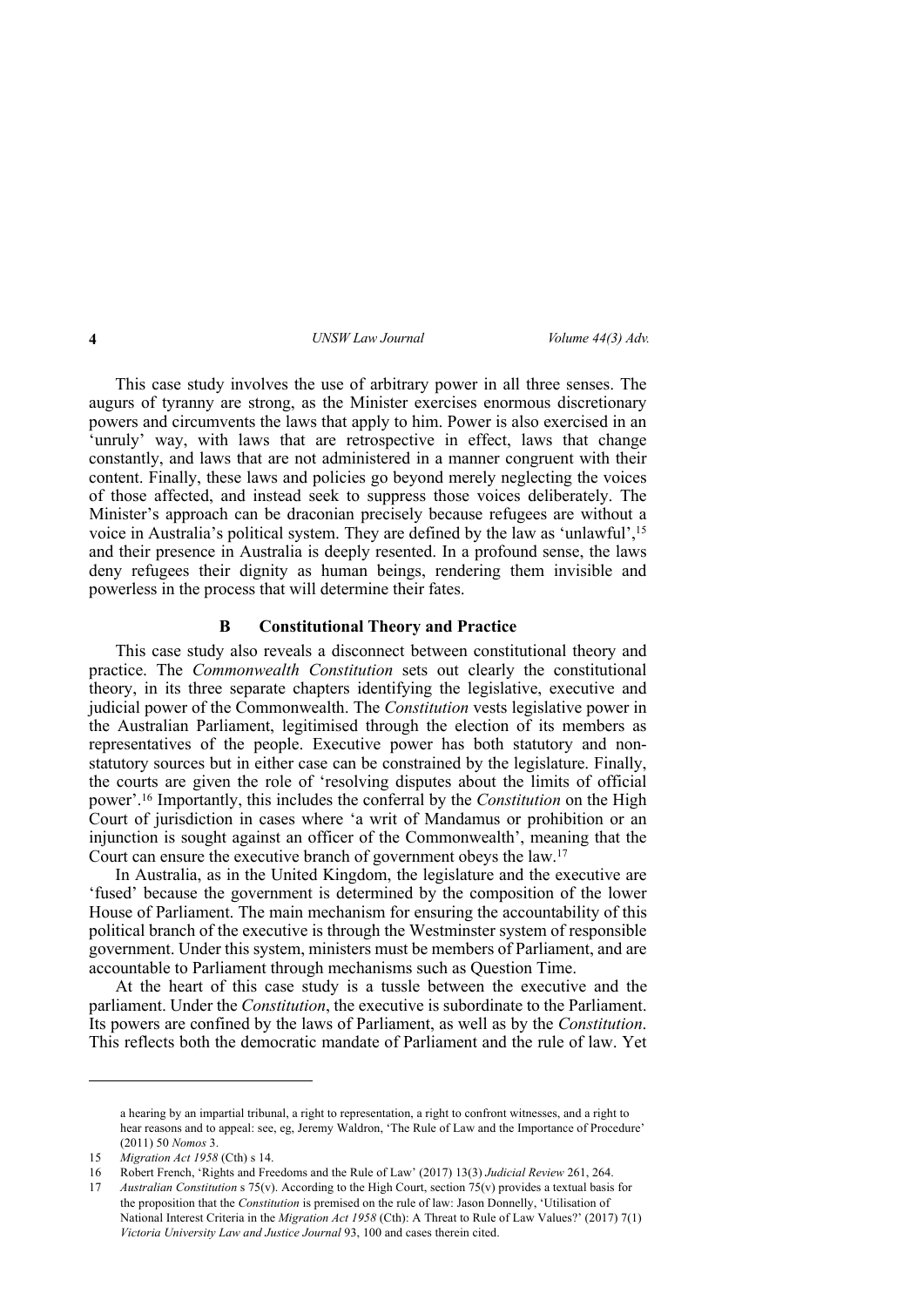This case study involves the use of arbitrary power in all three senses. The augurs of tyranny are strong, as the Minister exercises enormous discretionary powers and circumvents the laws that apply to him. Power is also exercised in an 'unruly' way, with laws that are retrospective in effect, laws that change constantly, and laws that are not administered in a manner congruent with their content. Finally, these laws and policies go beyond merely neglecting the voices of those affected, and instead seek to suppress those voices deliberately. The Minister's approach can be draconian precisely because refugees are without a voice in Australia's political system. They are defined by the law as 'unlawful',[15] and their presence in Australia is deeply resented. In a profound sense, the laws deny refugees their dignity as human beings, rendering them invisible and powerless in the process that will determine their fates.

### B Constitutional Theory and Practice

This case study also reveals a disconnect between constitutional theory and practice. The *Commonwealth Constitution* sets out clearly the constitutional theory, in its three separate chapters identifying the legislative, executive and judicial power of the Commonwealth. The *Constitution* vests legislative power in the Australian Parliament, legitimised through the election of its members as representatives of the people. Executive power has both statutory and non-statutory sources but in either case can be constrained by the legislature. Finally, the courts are given the role of 'resolving disputes about the limits of official power'.[16] Importantly, this includes the conferral by the *Constitution* on the High Court of jurisdiction in cases where 'a writ of Mandamus or prohibition or an injunction is sought against an officer of the Commonwealth', meaning that the Court can ensure the executive branch of government obeys the law.[17]

In Australia, as in the United Kingdom, the legislature and the executive are 'fused' because the government is determined by the composition of the lower House of Parliament. The main mechanism for ensuring the accountability of this political branch of the executive is through the Westminster system of responsible government. Under this system, ministers must be members of Parliament, and are accountable to Parliament through mechanisms such as Question Time.

At the heart of this case study is a tussle between the executive and the parliament. Under the *Constitution*, the executive is subordinate to the Parliament. Its powers are confined by the laws of Parliament, as well as by the *Constitution*. This reflects both the democratic mandate of Parliament and the rule of law. Yet

---

a hearing by an impartial tribunal, a right to representation, a right to confront witnesses, and a right to hear reasons and to appeal: see, eg, Jeremy Waldron, 'The Rule of Law and the Importance of Procedure' (2011) 50 *Nomos* 3.

15 *Migration Act 1958* (Cth) s 14.

16 Robert French, 'Rights and Freedoms and the Rule of Law' (2017) 13(3) *Judicial Review* 261, 264.

17 *Australian Constitution* s 75(v). According to the High Court, section 75(v) provides a textual basis for the proposition that the *Constitution* is premised on the rule of law: Jason Donnelly, 'Utilisation of National Interest Criteria in the *Migration Act 1958* (Cth): A Threat to Rule of Law Values?' (2017) 7(1) *Victoria University Law and Justice Journal* 93, 100 and cases therein cited.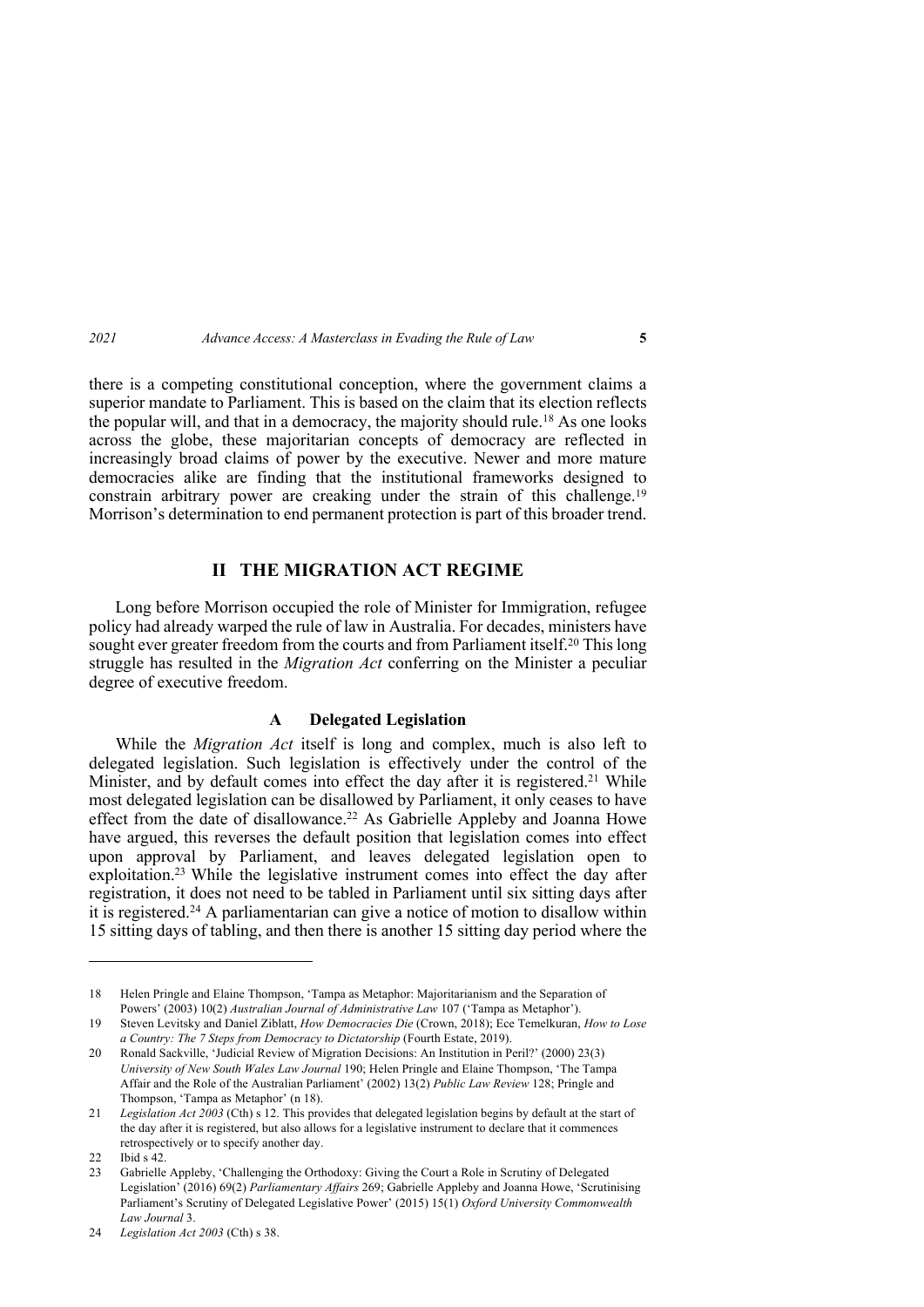there is a competing constitutional conception, where the government claims a superior mandate to Parliament. This is based on the claim that its election reflects the popular will, and that in a democracy, the majority should rule.[18] As one looks across the globe, these majoritarian concepts of democracy are reflected in increasingly broad claims of power by the executive. Newer and more mature democracies alike are finding that the institutional frameworks designed to constrain arbitrary power are creaking under the strain of this challenge.[19] Morrison's determination to end permanent protection is part of this broader trend.

## II THE MIGRATION ACT REGIME

Long before Morrison occupied the role of Minister for Immigration, refugee policy had already warped the rule of law in Australia. For decades, ministers have sought ever greater freedom from the courts and from Parliament itself.[20] This long struggle has resulted in the *Migration Act* conferring on the Minister a peculiar degree of executive freedom.

### A Delegated Legislation

While the *Migration Act* itself is long and complex, much is also left to delegated legislation. Such legislation is effectively under the control of the Minister, and by default comes into effect the day after it is registered.[21] While most delegated legislation can be disallowed by Parliament, it only ceases to have effect from the date of disallowance.[22] As Gabrielle Appleby and Joanna Howe have argued, this reverses the default position that legislation comes into effect upon approval by Parliament, and leaves delegated legislation open to exploitation.[23] While the legislative instrument comes into effect the day after registration, it does not need to be tabled in Parliament until six sitting days after it is registered.[24] A parliamentarian can give a notice of motion to disallow within 15 sitting days of tabling, and then there is another 15 sitting day period where the

---

18 Helen Pringle and Elaine Thompson, 'Tampa as Metaphor: Majoritarianism and the Separation of Powers' (2003) 10(2) *Australian Journal of Administrative Law* 107 ('Tampa as Metaphor').

19 Steven Levitsky and Daniel Ziblatt, *How Democracies Die* (Crown, 2018); Ece Temelkuran, *How to Lose a Country: The 7 Steps from Democracy to Dictatorship* (Fourth Estate, 2019).

20 Ronald Sackville, 'Judicial Review of Migration Decisions: An Institution in Peril?' (2000) 23(3) *University of New South Wales Law Journal* 190; Helen Pringle and Elaine Thompson, 'The Tampa Affair and the Role of the Australian Parliament' (2002) 13(2) *Public Law Review* 128; Pringle and Thompson, 'Tampa as Metaphor' (n 18).

21 *Legislation Act 2003* (Cth) s 12. This provides that delegated legislation begins by default at the start of the day after it is registered, but also allows for a legislative instrument to declare that it commences retrospectively or to specify another day.

22 Ibid s 42.

23 Gabrielle Appleby, 'Challenging the Orthodoxy: Giving the Court a Role in Scrutiny of Delegated Legislation' (2016) 69(2) *Parliamentary Affairs* 269; Gabrielle Appleby and Joanna Howe, 'Scrutinising Parliament's Scrutiny of Delegated Legislative Power' (2015) 15(1) *Oxford University Commonwealth Law Journal* 3.

24 *Legislation Act 2003* (Cth) s 38.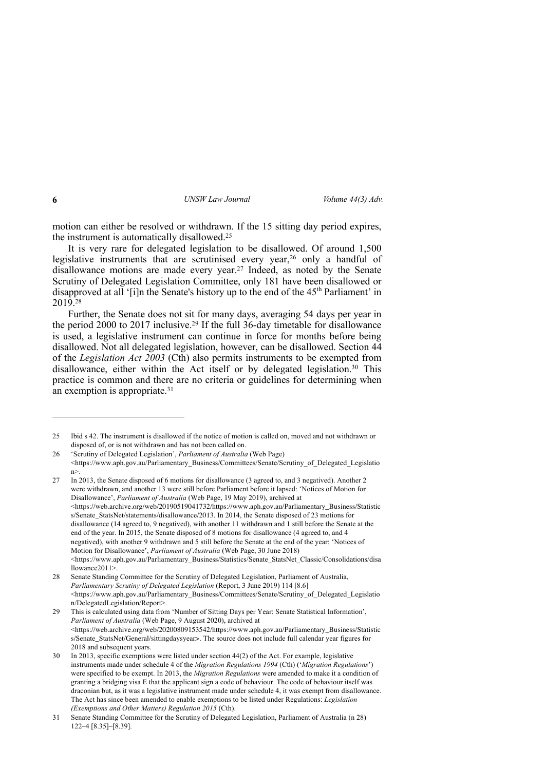motion can either be resolved or withdrawn. If the 15 sitting day period expires, the instrument is automatically disallowed.[25]

It is very rare for delegated legislation to be disallowed. Of around 1,500 legislative instruments that are scrutinised every year,[26] only a handful of disallowance motions are made every year.[27] Indeed, as noted by the Senate Scrutiny of Delegated Legislation Committee, only 181 have been disallowed or disapproved at all '[i]n the Senate's history up to the end of the 45th Parliament' in 2019.[28]

Further, the Senate does not sit for many days, averaging 54 days per year in the period 2000 to 2017 inclusive.[29] If the full 36-day timetable for disallowance is used, a legislative instrument can continue in force for months before being disallowed. Not all delegated legislation, however, can be disallowed. Section 44 of the *Legislation Act 2003* (Cth) also permits instruments to be exempted from disallowance, either within the Act itself or by delegated legislation.[30] This practice is common and there are no criteria or guidelines for determining when an exemption is appropriate.[31]

---

25 Ibid s 42. The instrument is disallowed if the notice of motion is called on, moved and not withdrawn or disposed of, or is not withdrawn and has not been called on.

26 'Scrutiny of Delegated Legislation', *Parliament of Australia* (Web Page) <https://www.aph.gov.au/Parliamentary_Business/Committees/Senate/Scrutiny_of_Delegated_Legislation>.

27 In 2013, the Senate disposed of 6 motions for disallowance (3 agreed to, and 3 negatived). Another 2 were withdrawn, and another 13 were still before Parliament before it lapsed: 'Notices of Motion for Disallowance', *Parliament of Australia* (Web Page, 19 May 2019), archived at <https://web.archive.org/web/20190519041732/https://www.aph.gov.au/Parliamentary_Business/Statistics/Senate_StatsNet/statements/disallowance/2013. In 2014, the Senate disposed of 23 motions for disallowance (14 agreed to, 9 negatived), with another 11 withdrawn and 1 still before the Senate at the end of the year. In 2015, the Senate disposed of 8 motions for disallowance (4 agreed to, and 4 negatived), with another 9 withdrawn and 5 still before the Senate at the end of the year: 'Notices of Motion for Disallowance', *Parliament of Australia* (Web Page, 30 June 2018) <https://www.aph.gov.au/Parliamentary_Business/Statistics/Senate_StatsNet_Classic/Consolidations/disallowance2011>.

28 Senate Standing Committee for the Scrutiny of Delegated Legislation, Parliament of Australia, *Parliamentary Scrutiny of Delegated Legislation* (Report, 3 June 2019) 114 [8.6] <https://www.aph.gov.au/Parliamentary_Business/Committees/Senate/Scrutiny_of_Delegated_Legislation/DelegatedLegislation/Report>.

29 This is calculated using data from 'Number of Sitting Days per Year: Senate Statistical Information', *Parliament of Australia* (Web Page, 9 August 2020), archived at <https://web.archive.org/web/20200809153542/https://www.aph.gov.au/Parliamentary_Business/Statistics/Senate_StatsNet/General/sittingdaysyear>. The source does not include full calendar year figures for 2018 and subsequent years.

30 In 2013, specific exemptions were listed under section 44(2) of the Act. For example, legislative instruments made under schedule 4 of the *Migration Regulations 1994* (Cth) ('*Migration Regulations*') were specified to be exempt. In 2013, the *Migration Regulations* were amended to make it a condition of granting a bridging visa E that the applicant sign a code of behaviour. The code of behaviour itself was draconian but, as it was a legislative instrument made under schedule 4, it was exempt from disallowance. The Act has since been amended to enable exemptions to be listed under Regulations: *Legislation (Exemptions and Other Matters) Regulation 2015* (Cth).

31 Senate Standing Committee for the Scrutiny of Delegated Legislation, Parliament of Australia (n 28) 122–4 [8.35]–[8.39].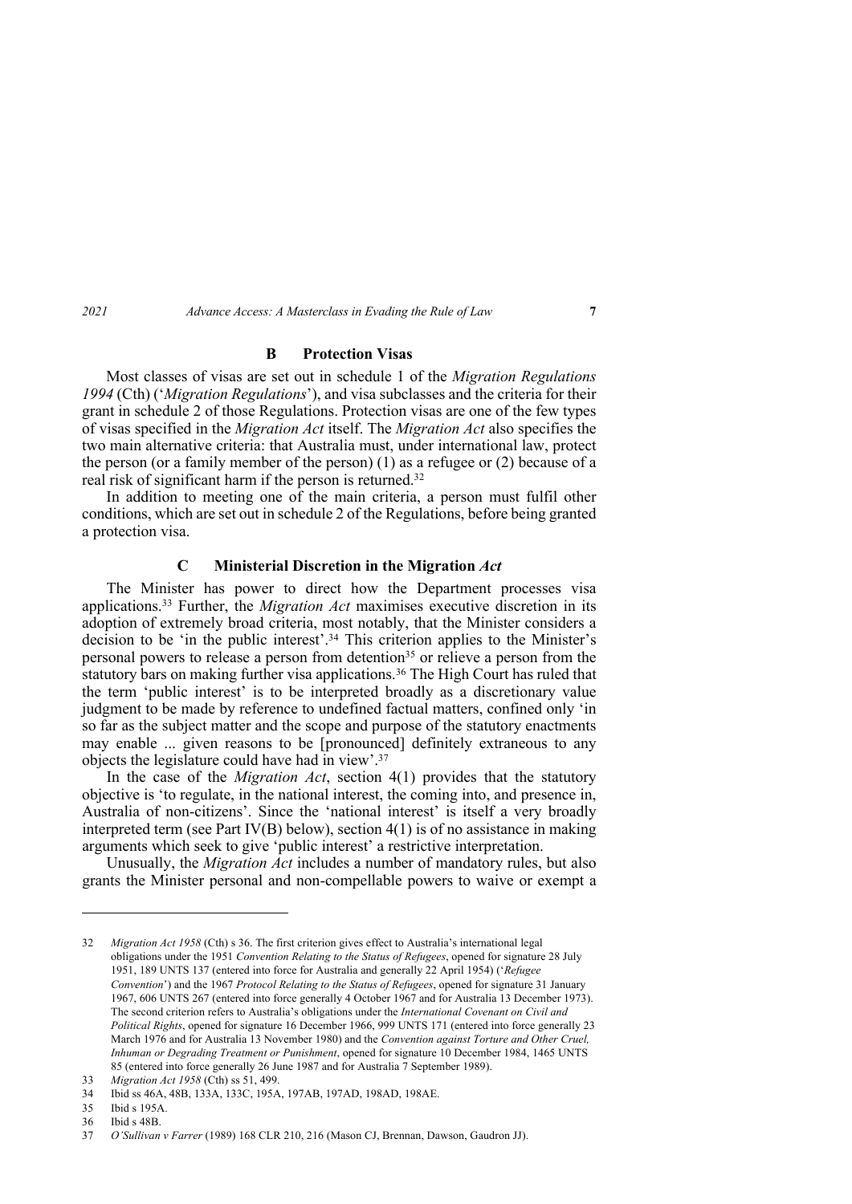### B Protection Visas

Most classes of visas are set out in schedule 1 of the *Migration Regulations 1994* (Cth) ('*Migration Regulations*'), and visa subclasses and the criteria for their grant in schedule 2 of those Regulations. Protection visas are one of the few types of visas specified in the *Migration Act* itself. The *Migration Act* also specifies the two main alternative criteria: that Australia must, under international law, protect the person (or a family member of the person) (1) as a refugee or (2) because of a real risk of significant harm if the person is returned.[32]

In addition to meeting one of the main criteria, a person must fulfil other conditions, which are set out in schedule 2 of the Regulations, before being granted a protection visa.

### C Ministerial Discretion in the Migration *Act*

The Minister has power to direct how the Department processes visa applications.[33] Further, the *Migration Act* maximises executive discretion in its adoption of extremely broad criteria, most notably, that the Minister considers a decision to be 'in the public interest'.[34] This criterion applies to the Minister's personal powers to release a person from detention[35] or relieve a person from the statutory bars on making further visa applications.[36] The High Court has ruled that the term 'public interest' is to be interpreted broadly as a discretionary value judgment to be made by reference to undefined factual matters, confined only 'in so far as the subject matter and the scope and purpose of the statutory enactments may enable ... given reasons to be [pronounced] definitely extraneous to any objects the legislature could have had in view'.[37]

In the case of the *Migration Act*, section 4(1) provides that the statutory objective is 'to regulate, in the national interest, the coming into, and presence in, Australia of non-citizens'. Since the 'national interest' is itself a very broadly interpreted term (see Part IV(B) below), section 4(1) is of no assistance in making arguments which seek to give 'public interest' a restrictive interpretation.

Unusually, the *Migration Act* includes a number of mandatory rules, but also grants the Minister personal and non-compellable powers to waive or exempt a

---

32 *Migration Act 1958* (Cth) s 36. The first criterion gives effect to Australia's international legal obligations under the 1951 *Convention Relating to the Status of Refugees*, opened for signature 28 July 1951, 189 UNTS 137 (entered into force for Australia and generally 22 April 1954) ('*Refugee Convention*') and the 1967 *Protocol Relating to the Status of Refugees*, opened for signature 31 January 1967, 606 UNTS 267 (entered into force generally 4 October 1967 and for Australia 13 December 1973). The second criterion refers to Australia's obligations under the *International Covenant on Civil and Political Rights*, opened for signature 16 December 1966, 999 UNTS 171 (entered into force generally 23 March 1976 and for Australia 13 November 1980) and the *Convention against Torture and Other Cruel, Inhuman or Degrading Treatment or Punishment*, opened for signature 10 December 1984, 1465 UNTS 85 (entered into force generally 26 June 1987 and for Australia 7 September 1989).

33 *Migration Act 1958* (Cth) ss 51, 499.

34 Ibid ss 46A, 48B, 133A, 133C, 195A, 197AB, 197AD, 198AD, 198AE.

35 Ibid s 195A.

36 Ibid s 48B.

37 *O'Sullivan v Farrer* (1989) 168 CLR 210, 216 (Mason CJ, Brennan, Dawson, Gaudron JJ).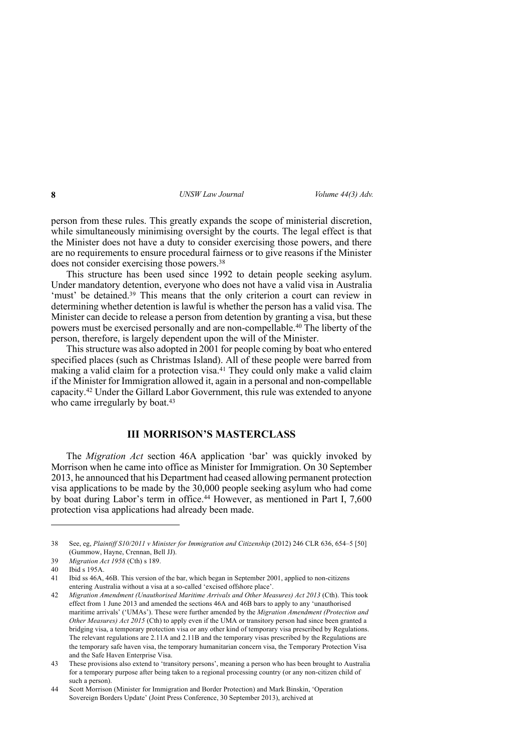person from these rules. This greatly expands the scope of ministerial discretion, while simultaneously minimising oversight by the courts. The legal effect is that the Minister does not have a duty to consider exercising those powers, and there are no requirements to ensure procedural fairness or to give reasons if the Minister does not consider exercising those powers.[38]

This structure has been used since 1992 to detain people seeking asylum. Under mandatory detention, everyone who does not have a valid visa in Australia 'must' be detained.[39] This means that the only criterion a court can review in determining whether detention is lawful is whether the person has a valid visa. The Minister can decide to release a person from detention by granting a visa, but these powers must be exercised personally and are non-compellable.[40] The liberty of the person, therefore, is largely dependent upon the will of the Minister.

This structure was also adopted in 2001 for people coming by boat who entered specified places (such as Christmas Island). All of these people were barred from making a valid claim for a protection visa.[41] They could only make a valid claim if the Minister for Immigration allowed it, again in a personal and non-compellable capacity.[42] Under the Gillard Labor Government, this rule was extended to anyone who came irregularly by boat.[43]

## III MORRISON'S MASTERCLASS

The *Migration Act* section 46A application 'bar' was quickly invoked by Morrison when he came into office as Minister for Immigration. On 30 September 2013, he announced that his Department had ceased allowing permanent protection visa applications to be made by the 30,000 people seeking asylum who had come by boat during Labor's term in office.[44] However, as mentioned in Part I, 7,600 protection visa applications had already been made.

---

38 See, eg, *Plaintiff S10/2011 v Minister for Immigration and Citizenship* (2012) 246 CLR 636, 654–5 [50] (Gummow, Hayne, Crennan, Bell JJ).

39 *Migration Act 1958* (Cth) s 189.

40 Ibid s 195A.

41 Ibid ss 46A, 46B. This version of the bar, which began in September 2001, applied to non-citizens entering Australia without a visa at a so-called 'excised offshore place'.

42 *Migration Amendment (Unauthorised Maritime Arrivals and Other Measures) Act 2013* (Cth). This took effect from 1 June 2013 and amended the sections 46A and 46B bars to apply to any 'unauthorised maritime arrivals' ('UMAs'). These were further amended by the *Migration Amendment (Protection and Other Measures) Act 2015* (Cth) to apply even if the UMA or transitory person had since been granted a bridging visa, a temporary protection visa or any other kind of temporary visa prescribed by Regulations. The relevant regulations are 2.11A and 2.11B and the temporary visas prescribed by the Regulations are the temporary safe haven visa, the temporary humanitarian concern visa, the Temporary Protection Visa and the Safe Haven Enterprise Visa.

43 These provisions also extend to 'transitory persons', meaning a person who has been brought to Australia for a temporary purpose after being taken to a regional processing country (or any non-citizen child of such a person).

44 Scott Morrison (Minister for Immigration and Border Protection) and Mark Binskin, 'Operation Sovereign Borders Update' (Joint Press Conference, 30 September 2013), archived at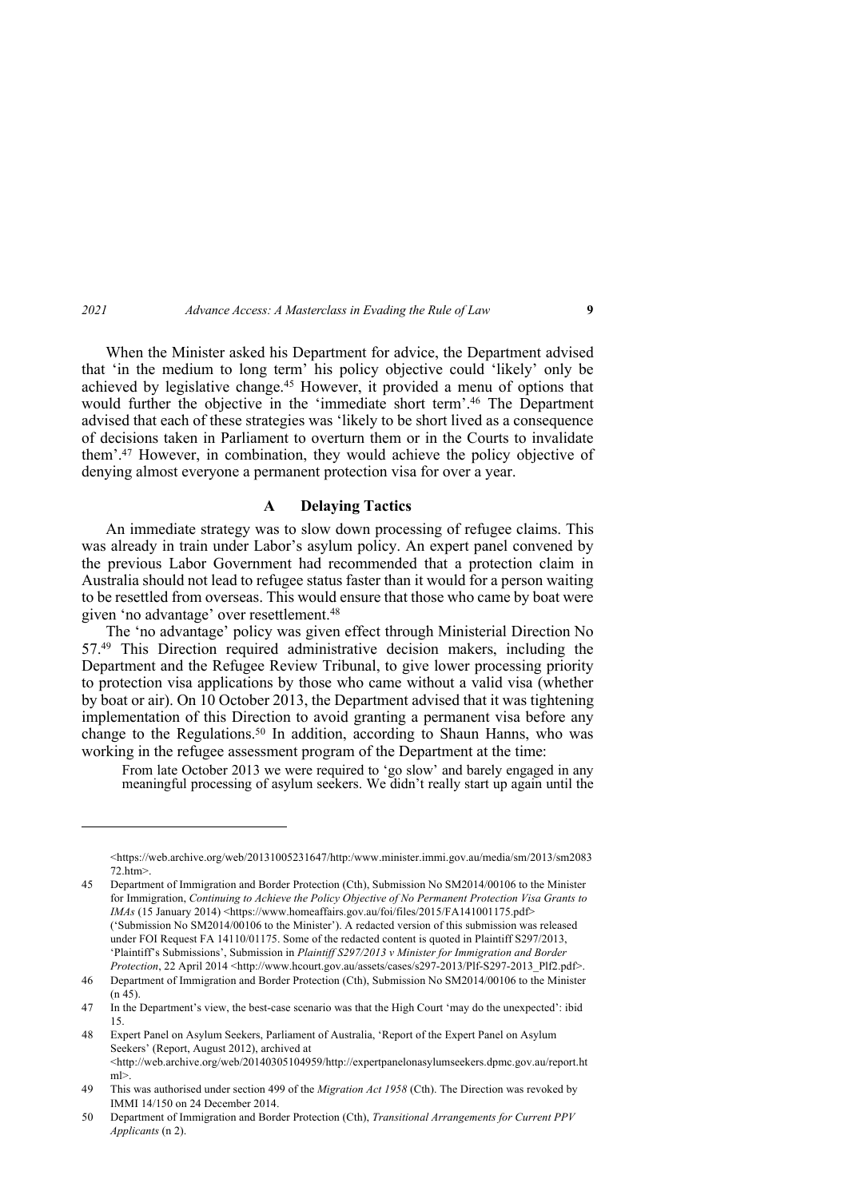When the Minister asked his Department for advice, the Department advised that 'in the medium to long term' his policy objective could 'likely' only be achieved by legislative change.[45] However, it provided a menu of options that would further the objective in the 'immediate short term'.[46] The Department advised that each of these strategies was 'likely to be short lived as a consequence of decisions taken in Parliament to overturn them or in the Courts to invalidate them'.[47] However, in combination, they would achieve the policy objective of denying almost everyone a permanent protection visa for over a year.

## A Delaying Tactics

An immediate strategy was to slow down processing of refugee claims. This was already in train under Labor's asylum policy. An expert panel convened by the previous Labor Government had recommended that a protection claim in Australia should not lead to refugee status faster than it would for a person waiting to be resettled from overseas. This would ensure that those who came by boat were given 'no advantage' over resettlement.[48]

The 'no advantage' policy was given effect through Ministerial Direction No 57.[49] This Direction required administrative decision makers, including the Department and the Refugee Review Tribunal, to give lower processing priority to protection visa applications by those who came without a valid visa (whether by boat or air). On 10 October 2013, the Department advised that it was tightening implementation of this Direction to avoid granting a permanent visa before any change to the Regulations.[50] In addition, according to Shaun Hanns, who was working in the refugee assessment program of the Department at the time:

> From late October 2013 we were required to 'go slow' and barely engaged in any meaningful processing of asylum seekers. We didn't really start up again until the

---

<https://web.archive.org/web/20131005231647/http:/www.minister.immi.gov.au/media/sm/2013/sm208372.htm>.

45 Department of Immigration and Border Protection (Cth), Submission No SM2014/00106 to the Minister for Immigration, *Continuing to Achieve the Policy Objective of No Permanent Protection Visa Grants to IMAs* (15 January 2014) <https://www.homeaffairs.gov.au/foi/files/2015/FA141001175.pdf> ('Submission No SM2014/00106 to the Minister'). A redacted version of this submission was released under FOI Request FA 14110/01175. Some of the redacted content is quoted in Plaintiff S297/2013, 'Plaintiff's Submissions', Submission in *Plaintiff S297/2013 v Minister for Immigration and Border Protection*, 22 April 2014 <http://www.hcourt.gov.au/assets/cases/s297-2013/Plf-S297-2013_Plf2.pdf>.

46 Department of Immigration and Border Protection (Cth), Submission No SM2014/00106 to the Minister (n 45).

47 In the Department's view, the best-case scenario was that the High Court 'may do the unexpected': ibid 15.

48 Expert Panel on Asylum Seekers, Parliament of Australia, 'Report of the Expert Panel on Asylum Seekers' (Report, August 2012), archived at <http://web.archive.org/web/20140305104959/http://expertpanelonasylumseekers.dpmc.gov.au/report.html>.

49 This was authorised under section 499 of the *Migration Act 1958* (Cth). The Direction was revoked by IMMI 14/150 on 24 December 2014.

50 Department of Immigration and Border Protection (Cth), *Transitional Arrangements for Current PPV Applicants* (n 2).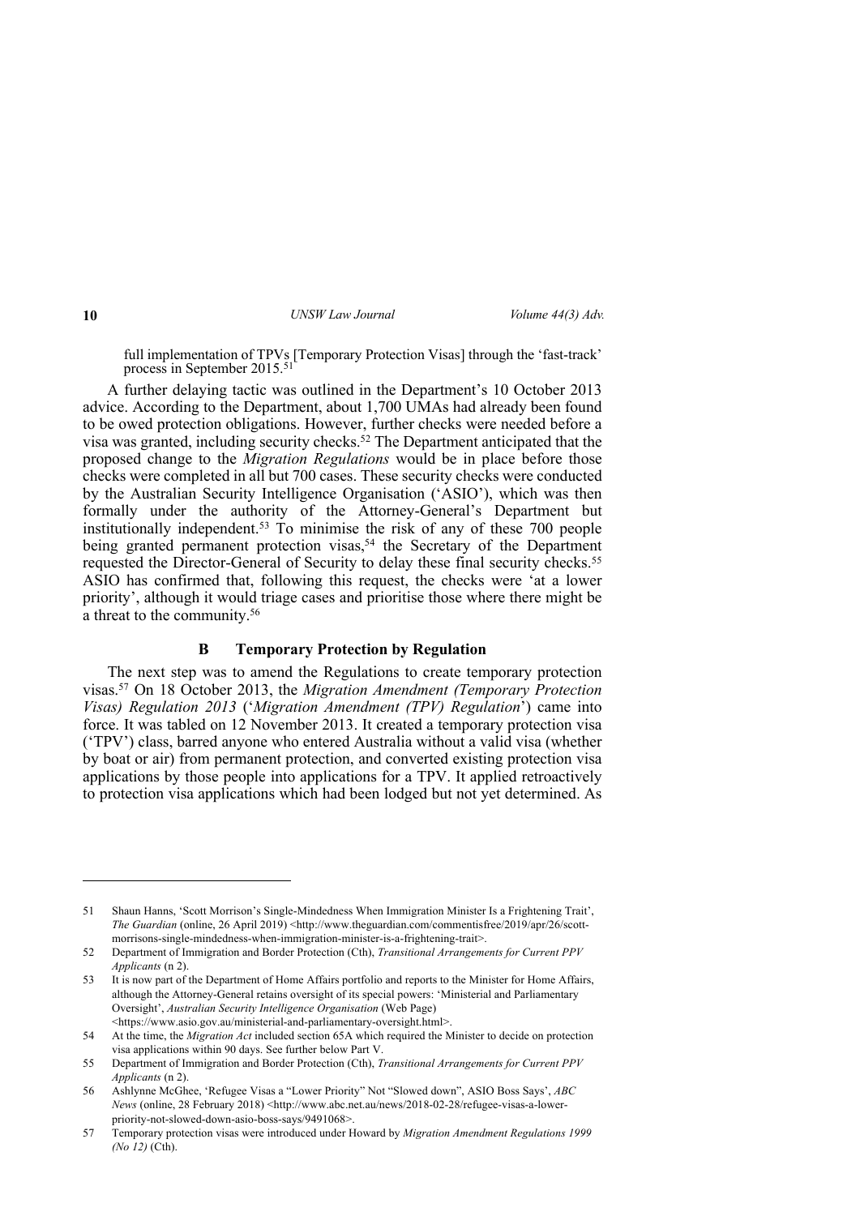full implementation of TPVs [Temporary Protection Visas] through the 'fast-track' process in September 2015.[51]

A further delaying tactic was outlined in the Department's 10 October 2013 advice. According to the Department, about 1,700 UMAs had already been found to be owed protection obligations. However, further checks were needed before a visa was granted, including security checks.[52] The Department anticipated that the proposed change to the *Migration Regulations* would be in place before those checks were completed in all but 700 cases. These security checks were conducted by the Australian Security Intelligence Organisation ('ASIO'), which was then formally under the authority of the Attorney-General's Department but institutionally independent.[53] To minimise the risk of any of these 700 people being granted permanent protection visas,[54] the Secretary of the Department requested the Director-General of Security to delay these final security checks.[55] ASIO has confirmed that, following this request, the checks were 'at a lower priority', although it would triage cases and prioritise those where there might be a threat to the community.[56]

### B Temporary Protection by Regulation

The next step was to amend the Regulations to create temporary protection visas.[57] On 18 October 2013, the *Migration Amendment (Temporary Protection Visas) Regulation 2013* ('*Migration Amendment (TPV) Regulation*') came into force. It was tabled on 12 November 2013. It created a temporary protection visa ('TPV') class, barred anyone who entered Australia without a valid visa (whether by boat or air) from permanent protection, and converted existing protection visa applications by those people into applications for a TPV. It applied retroactively to protection visa applications which had been lodged but not yet determined. As

---

51 Shaun Hanns, 'Scott Morrison's Single-Mindedness When Immigration Minister Is a Frightening Trait', *The Guardian* (online, 26 April 2019) <http://www.theguardian.com/commentisfree/2019/apr/26/scott-morrisons-single-mindedness-when-immigration-minister-is-a-frightening-trait>.

52 Department of Immigration and Border Protection (Cth), *Transitional Arrangements for Current PPV Applicants* (n 2).

53 It is now part of the Department of Home Affairs portfolio and reports to the Minister for Home Affairs, although the Attorney-General retains oversight of its special powers: 'Ministerial and Parliamentary Oversight', *Australian Security Intelligence Organisation* (Web Page) <https://www.asio.gov.au/ministerial-and-parliamentary-oversight.html>.

54 At the time, the *Migration Act* included section 65A which required the Minister to decide on protection visa applications within 90 days. See further below Part V.

55 Department of Immigration and Border Protection (Cth), *Transitional Arrangements for Current PPV Applicants* (n 2).

56 Ashlynne McGhee, 'Refugee Visas a "Lower Priority" Not "Slowed down", ASIO Boss Says', *ABC News* (online, 28 February 2018) <http://www.abc.net.au/news/2018-02-28/refugee-visas-a-lower-priority-not-slowed-down-asio-boss-says/9491068>.

57 Temporary protection visas were introduced under Howard by *Migration Amendment Regulations 1999 (No 12)* (Cth).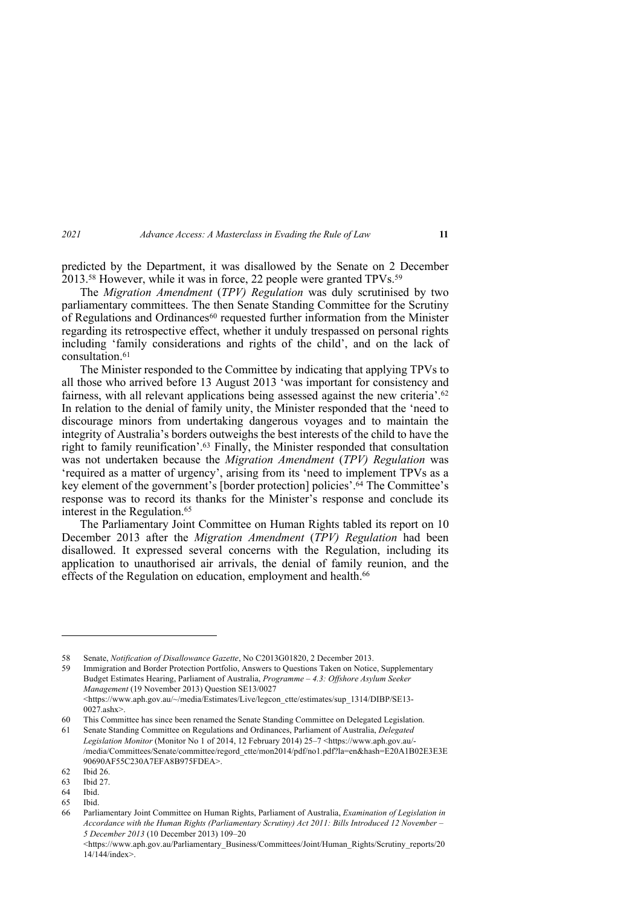predicted by the Department, it was disallowed by the Senate on 2 December 2013.[58] However, while it was in force, 22 people were granted TPVs.[59]

The *Migration Amendment* (*TPV) Regulation* was duly scrutinised by two parliamentary committees. The then Senate Standing Committee for the Scrutiny of Regulations and Ordinances[60] requested further information from the Minister regarding its retrospective effect, whether it unduly trespassed on personal rights including 'family considerations and rights of the child', and on the lack of consultation.[61]

The Minister responded to the Committee by indicating that applying TPVs to all those who arrived before 13 August 2013 'was important for consistency and fairness, with all relevant applications being assessed against the new criteria'.[62] In relation to the denial of family unity, the Minister responded that the 'need to discourage minors from undertaking dangerous voyages and to maintain the integrity of Australia's borders outweighs the best interests of the child to have the right to family reunification'.[63] Finally, the Minister responded that consultation was not undertaken because the *Migration Amendment* (*TPV) Regulation* was 'required as a matter of urgency', arising from its 'need to implement TPVs as a key element of the government's [border protection] policies'.[64] The Committee's response was to record its thanks for the Minister's response and conclude its interest in the Regulation.[65]

The Parliamentary Joint Committee on Human Rights tabled its report on 10 December 2013 after the *Migration Amendment* (*TPV) Regulation* had been disallowed. It expressed several concerns with the Regulation, including its application to unauthorised air arrivals, the denial of family reunion, and the effects of the Regulation on education, employment and health.[66]

---

58 Senate, *Notification of Disallowance Gazette*, No C2013G01820, 2 December 2013.

59 Immigration and Border Protection Portfolio, Answers to Questions Taken on Notice, Supplementary Budget Estimates Hearing, Parliament of Australia, *Programme – 4.3: Offshore Asylum Seeker Management* (19 November 2013) Question SE13/0027 <https://www.aph.gov.au/~/media/Estimates/Live/legcon_ctte/estimates/sup_1314/DIBP/SE13-0027.ashx>.

60 This Committee has since been renamed the Senate Standing Committee on Delegated Legislation.

61 Senate Standing Committee on Regulations and Ordinances, Parliament of Australia, *Delegated Legislation Monitor* (Monitor No 1 of 2014, 12 February 2014) 25–7 <https://www.aph.gov.au/-/media/Committees/Senate/committee/regord_ctte/mon2014/pdf/no1.pdf?la=en&hash=E20A1B02E3E3E90690AF55C230A7EFA8B975FDEA>.

62 Ibid 26.

63 Ibid 27.

64 Ibid.

65 Ibid.

66 Parliamentary Joint Committee on Human Rights, Parliament of Australia, *Examination of Legislation in Accordance with the Human Rights (Parliamentary Scrutiny) Act 2011: Bills Introduced 12 November – 5 December 2013* (10 December 2013) 109–20 <https://www.aph.gov.au/Parliamentary_Business/Committees/Joint/Human_Rights/Scrutiny_reports/2014/144/index>.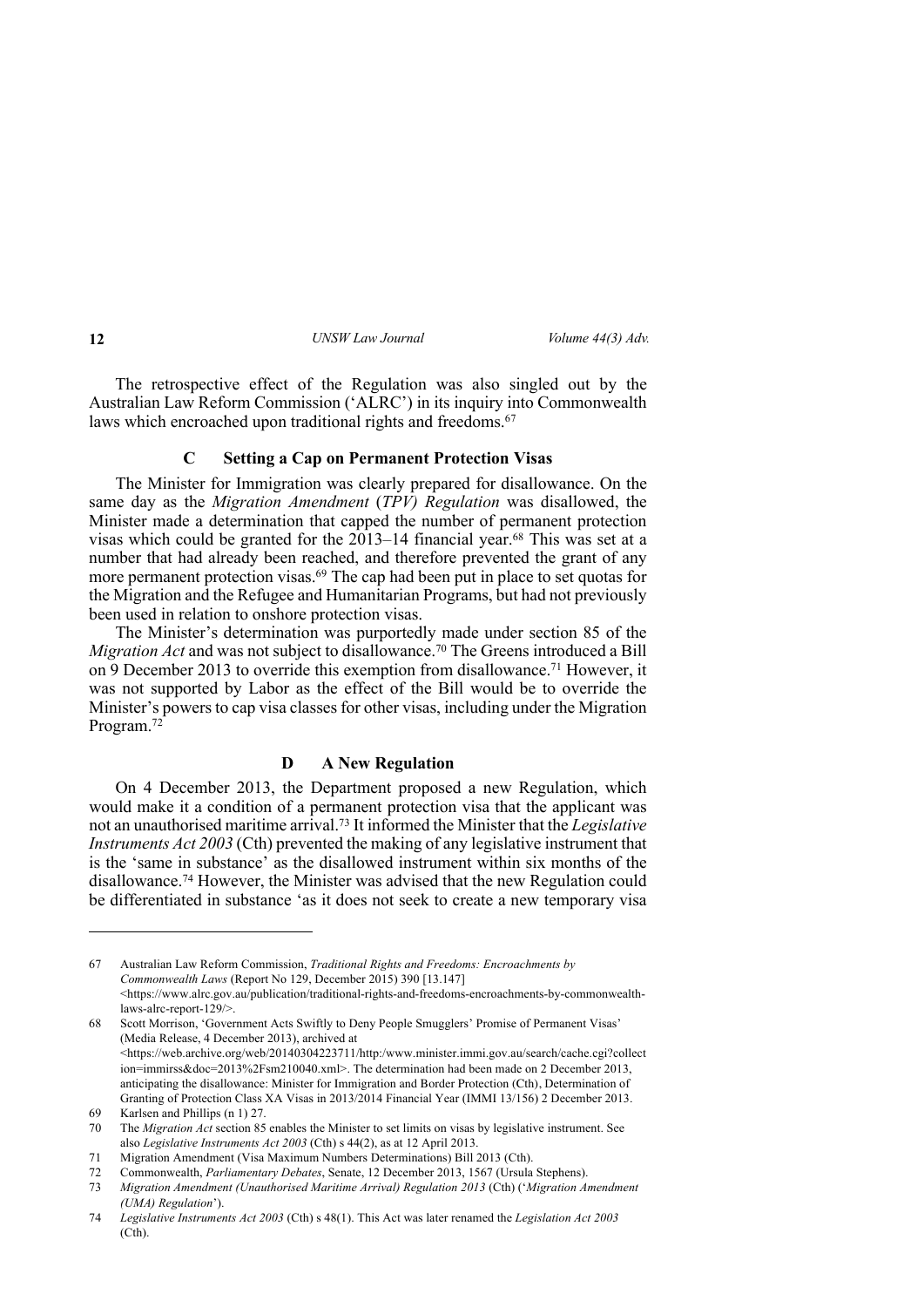The retrospective effect of the Regulation was also singled out by the Australian Law Reform Commission ('ALRC') in its inquiry into Commonwealth laws which encroached upon traditional rights and freedoms.[67]

### C Setting a Cap on Permanent Protection Visas

The Minister for Immigration was clearly prepared for disallowance. On the same day as the *Migration Amendment* (*TPV) Regulation* was disallowed, the Minister made a determination that capped the number of permanent protection visas which could be granted for the 2013–14 financial year.[68] This was set at a number that had already been reached, and therefore prevented the grant of any more permanent protection visas.[69] The cap had been put in place to set quotas for the Migration and the Refugee and Humanitarian Programs, but had not previously been used in relation to onshore protection visas.

The Minister's determination was purportedly made under section 85 of the *Migration Act* and was not subject to disallowance.[70] The Greens introduced a Bill on 9 December 2013 to override this exemption from disallowance.[71] However, it was not supported by Labor as the effect of the Bill would be to override the Minister's powers to cap visa classes for other visas, including under the Migration Program.[72]

### D A New Regulation

On 4 December 2013, the Department proposed a new Regulation, which would make it a condition of a permanent protection visa that the applicant was not an unauthorised maritime arrival.[73] It informed the Minister that the *Legislative Instruments Act 2003* (Cth) prevented the making of any legislative instrument that is the 'same in substance' as the disallowed instrument within six months of the disallowance.[74] However, the Minister was advised that the new Regulation could be differentiated in substance 'as it does not seek to create a new temporary visa

---

67 Australian Law Reform Commission, *Traditional Rights and Freedoms: Encroachments by Commonwealth Laws* (Report No 129, December 2015) 390 [13.147] <https://www.alrc.gov.au/publication/traditional-rights-and-freedoms-encroachments-by-commonwealth-laws-alrc-report-129/>.

68 Scott Morrison, 'Government Acts Swiftly to Deny People Smugglers' Promise of Permanent Visas' (Media Release, 4 December 2013), archived at <https://web.archive.org/web/20140304223711/http:/www.minister.immi.gov.au/search/cache.cgi?collection=immirss&doc=2013%2Fsm210040.xml>. The determination had been made on 2 December 2013, anticipating the disallowance: Minister for Immigration and Border Protection (Cth), Determination of Granting of Protection Class XA Visas in 2013/2014 Financial Year (IMMI 13/156) 2 December 2013.

69 Karlsen and Phillips (n 1) 27.

70 The *Migration Act* section 85 enables the Minister to set limits on visas by legislative instrument. See also *Legislative Instruments Act 2003* (Cth) s 44(2), as at 12 April 2013.

71 Migration Amendment (Visa Maximum Numbers Determinations) Bill 2013 (Cth).

72 Commonwealth, *Parliamentary Debates*, Senate, 12 December 2013, 1567 (Ursula Stephens).

73 *Migration Amendment (Unauthorised Maritime Arrival) Regulation 2013* (Cth) ('*Migration Amendment (UMA) Regulation*').

74 *Legislative Instruments Act 2003* (Cth) s 48(1). This Act was later renamed the *Legislation Act 2003* (Cth).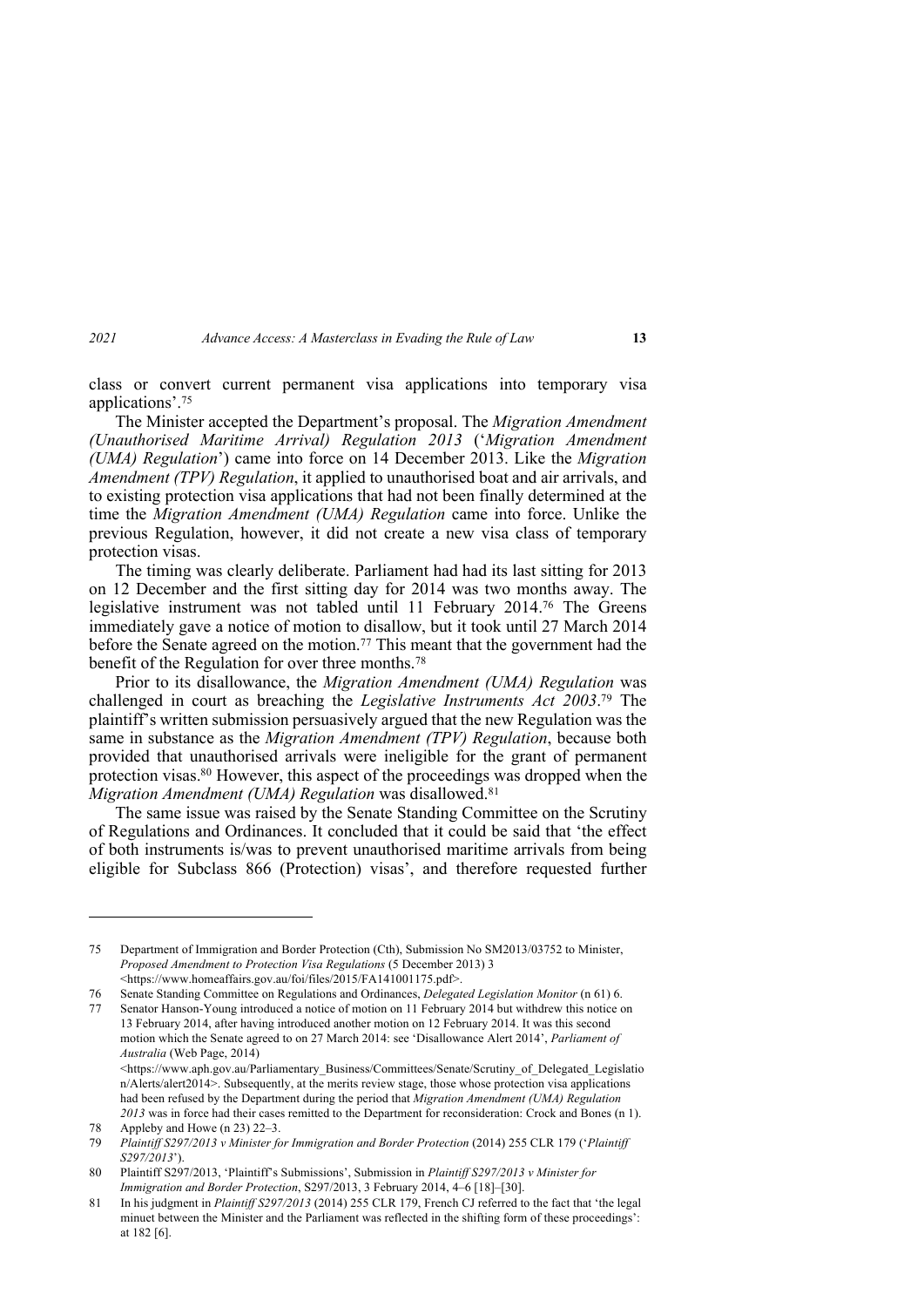class or convert current permanent visa applications into temporary visa applications'.[75]

The Minister accepted the Department's proposal. The *Migration Amendment (Unauthorised Maritime Arrival) Regulation 2013* ('*Migration Amendment (UMA) Regulation*') came into force on 14 December 2013. Like the *Migration Amendment (TPV) Regulation*, it applied to unauthorised boat and air arrivals, and to existing protection visa applications that had not been finally determined at the time the *Migration Amendment (UMA) Regulation* came into force. Unlike the previous Regulation, however, it did not create a new visa class of temporary protection visas.

The timing was clearly deliberate. Parliament had had its last sitting for 2013 on 12 December and the first sitting day for 2014 was two months away. The legislative instrument was not tabled until 11 February 2014.[76] The Greens immediately gave a notice of motion to disallow, but it took until 27 March 2014 before the Senate agreed on the motion.[77] This meant that the government had the benefit of the Regulation for over three months.[78]

Prior to its disallowance, the *Migration Amendment (UMA) Regulation* was challenged in court as breaching the *Legislative Instruments Act 2003*.[79] The plaintiff's written submission persuasively argued that the new Regulation was the same in substance as the *Migration Amendment (TPV) Regulation*, because both provided that unauthorised arrivals were ineligible for the grant of permanent protection visas.[80] However, this aspect of the proceedings was dropped when the *Migration Amendment (UMA) Regulation* was disallowed.[81]

The same issue was raised by the Senate Standing Committee on the Scrutiny of Regulations and Ordinances. It concluded that it could be said that 'the effect of both instruments is/was to prevent unauthorised maritime arrivals from being eligible for Subclass 866 (Protection) visas', and therefore requested further

---

75 Department of Immigration and Border Protection (Cth), Submission No SM2013/03752 to Minister, *Proposed Amendment to Protection Visa Regulations* (5 December 2013) 3 <https://www.homeaffairs.gov.au/foi/files/2015/FA141001175.pdf>.

76 Senate Standing Committee on Regulations and Ordinances, *Delegated Legislation Monitor* (n 61) 6.

77 Senator Hanson-Young introduced a notice of motion on 11 February 2014 but withdrew this notice on 13 February 2014, after having introduced another motion on 12 February 2014. It was this second motion which the Senate agreed to on 27 March 2014: see 'Disallowance Alert 2014', *Parliament of Australia* (Web Page, 2014) <https://www.aph.gov.au/Parliamentary_Business/Committees/Senate/Scrutiny_of_Delegated_Legislation/Alerts/alert2014>. Subsequently, at the merits review stage, those whose protection visa applications had been refused by the Department during the period that *Migration Amendment (UMA) Regulation 2013* was in force had their cases remitted to the Department for reconsideration: Crock and Bones (n 1).

78 Appleby and Howe (n 23) 22–3.

79 *Plaintiff S297/2013 v Minister for Immigration and Border Protection* (2014) 255 CLR 179 ('*Plaintiff S297/2013*').

80 Plaintiff S297/2013, 'Plaintiff's Submissions', Submission in *Plaintiff S297/2013 v Minister for Immigration and Border Protection*, S297/2013, 3 February 2014, 4–6 [18]–[30].

81 In his judgment in *Plaintiff S297/2013* (2014) 255 CLR 179, French CJ referred to the fact that 'the legal minuet between the Minister and the Parliament was reflected in the shifting form of these proceedings': at 182 [6].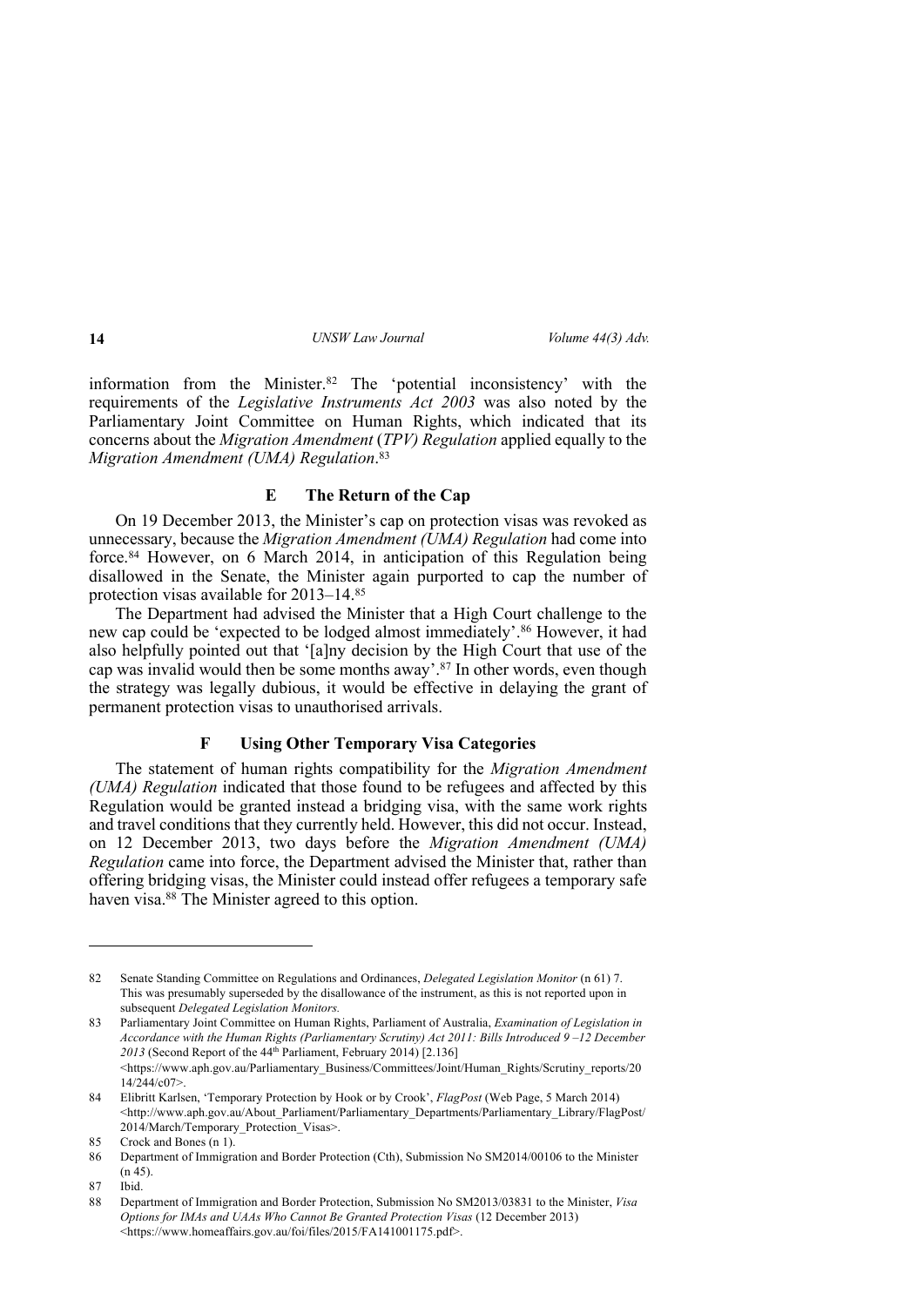information from the Minister.[82] The 'potential inconsistency' with the requirements of the *Legislative Instruments Act 2003* was also noted by the Parliamentary Joint Committee on Human Rights, which indicated that its concerns about the *Migration Amendment* (*TPV) Regulation* applied equally to the *Migration Amendment (UMA) Regulation*.[83]

### E The Return of the Cap

On 19 December 2013, the Minister's cap on protection visas was revoked as unnecessary, because the *Migration Amendment (UMA) Regulation* had come into force.[84] However, on 6 March 2014, in anticipation of this Regulation being disallowed in the Senate, the Minister again purported to cap the number of protection visas available for 2013–14.[85]

The Department had advised the Minister that a High Court challenge to the new cap could be 'expected to be lodged almost immediately'.[86] However, it had also helpfully pointed out that '[a]ny decision by the High Court that use of the cap was invalid would then be some months away'.[87] In other words, even though the strategy was legally dubious, it would be effective in delaying the grant of permanent protection visas to unauthorised arrivals.

### F Using Other Temporary Visa Categories

The statement of human rights compatibility for the *Migration Amendment (UMA) Regulation* indicated that those found to be refugees and affected by this Regulation would be granted instead a bridging visa, with the same work rights and travel conditions that they currently held. However, this did not occur. Instead, on 12 December 2013, two days before the *Migration Amendment (UMA) Regulation* came into force, the Department advised the Minister that, rather than offering bridging visas, the Minister could instead offer refugees a temporary safe haven visa.[88] The Minister agreed to this option.

---

82 Senate Standing Committee on Regulations and Ordinances, *Delegated Legislation Monitor* (n 61) 7. This was presumably superseded by the disallowance of the instrument, as this is not reported upon in subsequent *Delegated Legislation Monitors.*

83 Parliamentary Joint Committee on Human Rights, Parliament of Australia, *Examination of Legislation in Accordance with the Human Rights (Parliamentary Scrutiny) Act 2011: Bills Introduced 9 –12 December 2013* (Second Report of the 44th Parliament, February 2014) [2.136] <https://www.aph.gov.au/Parliamentary_Business/Committees/Joint/Human_Rights/Scrutiny_reports/2014/244/c07>.

84 Elibritt Karlsen, 'Temporary Protection by Hook or by Crook', *FlagPost* (Web Page, 5 March 2014) <http://www.aph.gov.au/About_Parliament/Parliamentary_Departments/Parliamentary_Library/FlagPost/2014/March/Temporary_Protection_Visas>.

85 Crock and Bones (n 1).

86 Department of Immigration and Border Protection (Cth), Submission No SM2014/00106 to the Minister (n 45).

87 Ibid.

88 Department of Immigration and Border Protection, Submission No SM2013/03831 to the Minister, *Visa Options for IMAs and UAAs Who Cannot Be Granted Protection Visas* (12 December 2013) <https://www.homeaffairs.gov.au/foi/files/2015/FA141001175.pdf>.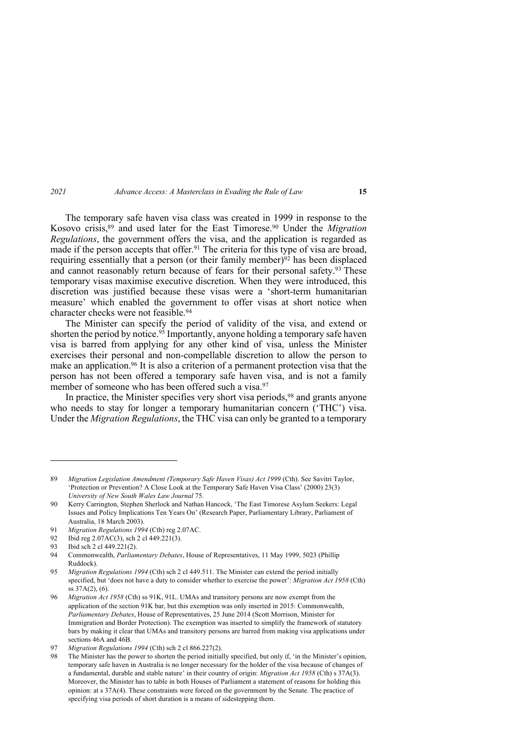The temporary safe haven visa class was created in 1999 in response to the Kosovo crisis,[89] and used later for the East Timorese.[90] Under the *Migration Regulations*, the government offers the visa, and the application is regarded as made if the person accepts that offer.[91] The criteria for this type of visa are broad, requiring essentially that a person (or their family member)[92] has been displaced and cannot reasonably return because of fears for their personal safety.[93] These temporary visas maximise executive discretion. When they were introduced, this discretion was justified because these visas were a 'short-term humanitarian measure' which enabled the government to offer visas at short notice when character checks were not feasible.[94]

The Minister can specify the period of validity of the visa, and extend or shorten the period by notice.[95] Importantly, anyone holding a temporary safe haven visa is barred from applying for any other kind of visa, unless the Minister exercises their personal and non-compellable discretion to allow the person to make an application.[96] It is also a criterion of a permanent protection visa that the person has not been offered a temporary safe haven visa, and is not a family member of someone who has been offered such a visa.[97]

In practice, the Minister specifies very short visa periods,[98] and grants anyone who needs to stay for longer a temporary humanitarian concern ('THC') visa. Under the *Migration Regulations*, the THC visa can only be granted to a temporary

---

89 *Migration Legislation Amendment (Temporary Safe Haven Visas) Act 1999* (Cth). See Savitri Taylor, 'Protection or Prevention? A Close Look at the Temporary Safe Haven Visa Class' (2000) 23(3) *University of New South Wales Law Journal* 75.

90 Kerry Carrington, Stephen Sherlock and Nathan Hancock, 'The East Timorese Asylum Seekers: Legal Issues and Policy Implications Ten Years On' (Research Paper, Parliamentary Library, Parliament of Australia, 18 March 2003).

91 *Migration Regulations 1994* (Cth) reg 2.07AC.

92 Ibid reg 2.07AC(3), sch 2 cl 449.221(3).

93 Ibid sch 2 cl 449.221(2).

94 Commonwealth, *Parliamentary Debates*, House of Representatives, 11 May 1999, 5023 (Phillip Ruddock).

95 *Migration Regulations 1994* (Cth) sch 2 cl 449.511. The Minister can extend the period initially specified, but 'does not have a duty to consider whether to exercise the power': *Migration Act 1958* (Cth) ss 37A(2), (6).

96 *Migration Act 1958* (Cth) ss 91K, 91L. UMAs and transitory persons are now exempt from the application of the section 91K bar, but this exemption was only inserted in 2015: Commonwealth, *Parliamentary Debates*, House of Representatives, 25 June 2014 (Scott Morrison, Minister for Immigration and Border Protection). The exemption was inserted to simplify the framework of statutory bars by making it clear that UMAs and transitory persons are barred from making visa applications under sections 46A and 46B.

97 *Migration Regulations 1994* (Cth) sch 2 cl 866.227(2).

98 The Minister has the power to shorten the period initially specified, but only if, 'in the Minister's opinion, temporary safe haven in Australia is no longer necessary for the holder of the visa because of changes of a fundamental, durable and stable nature' in their country of origin: *Migration Act 1958* (Cth) s 37A(3). Moreover, the Minister has to table in both Houses of Parliament a statement of reasons for holding this opinion: at s 37A(4). These constraints were forced on the government by the Senate. The practice of specifying visa periods of short duration is a means of sidestepping them.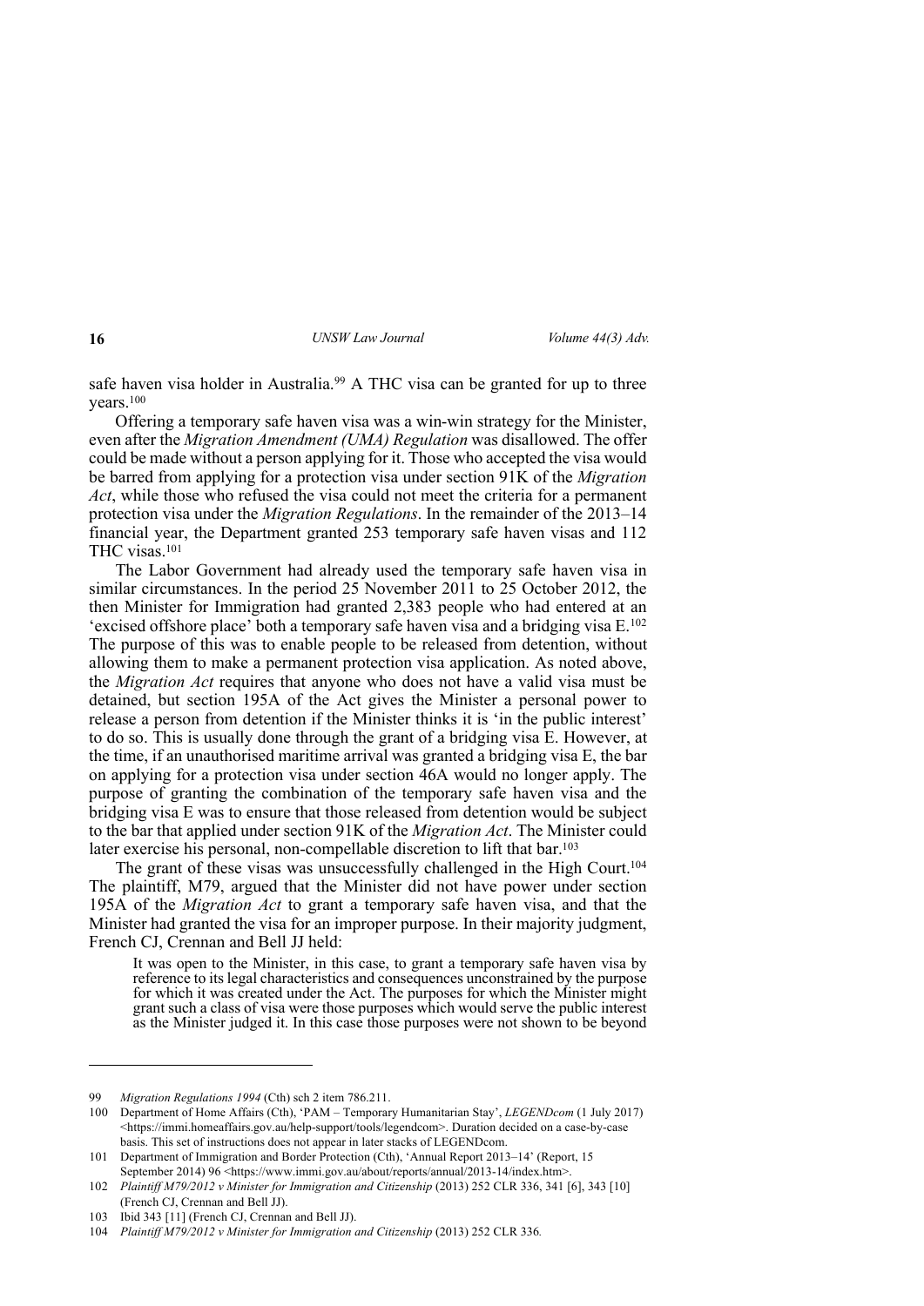safe haven visa holder in Australia.[99] A THC visa can be granted for up to three years.[100]

Offering a temporary safe haven visa was a win-win strategy for the Minister, even after the *Migration Amendment (UMA) Regulation* was disallowed. The offer could be made without a person applying for it. Those who accepted the visa would be barred from applying for a protection visa under section 91K of the *Migration Act*, while those who refused the visa could not meet the criteria for a permanent protection visa under the *Migration Regulations*. In the remainder of the 2013–14 financial year, the Department granted 253 temporary safe haven visas and 112 THC visas.[101]

The Labor Government had already used the temporary safe haven visa in similar circumstances. In the period 25 November 2011 to 25 October 2012, the then Minister for Immigration had granted 2,383 people who had entered at an 'excised offshore place' both a temporary safe haven visa and a bridging visa E.[102] The purpose of this was to enable people to be released from detention, without allowing them to make a permanent protection visa application. As noted above, the *Migration Act* requires that anyone who does not have a valid visa must be detained, but section 195A of the Act gives the Minister a personal power to release a person from detention if the Minister thinks it is 'in the public interest' to do so. This is usually done through the grant of a bridging visa E. However, at the time, if an unauthorised maritime arrival was granted a bridging visa E, the bar on applying for a protection visa under section 46A would no longer apply. The purpose of granting the combination of the temporary safe haven visa and the bridging visa E was to ensure that those released from detention would be subject to the bar that applied under section 91K of the *Migration Act*. The Minister could later exercise his personal, non-compellable discretion to lift that bar.[103]

The grant of these visas was unsuccessfully challenged in the High Court.[104] The plaintiff, M79, argued that the Minister did not have power under section 195A of the *Migration Act* to grant a temporary safe haven visa, and that the Minister had granted the visa for an improper purpose. In their majority judgment, French CJ, Crennan and Bell JJ held:

> It was open to the Minister, in this case, to grant a temporary safe haven visa by reference to its legal characteristics and consequences unconstrained by the purpose for which it was created under the Act. The purposes for which the Minister might grant such a class of visa were those purposes which would serve the public interest as the Minister judged it. In this case those purposes were not shown to be beyond

---

99 *Migration Regulations 1994* (Cth) sch 2 item 786.211.

100 Department of Home Affairs (Cth), 'PAM – Temporary Humanitarian Stay', *LEGENDcom* (1 July 2017) <https://immi.homeaffairs.gov.au/help-support/tools/legendcom>. Duration decided on a case-by-case basis. This set of instructions does not appear in later stacks of LEGENDcom.

101 Department of Immigration and Border Protection (Cth), 'Annual Report 2013–14' (Report, 15 September 2014) 96 <https://www.immi.gov.au/about/reports/annual/2013-14/index.htm>.

102 *Plaintiff M79/2012 v Minister for Immigration and Citizenship* (2013) 252 CLR 336, 341 [6], 343 [10] (French CJ, Crennan and Bell JJ).

103 Ibid 343 [11] (French CJ, Crennan and Bell JJ).

104 *Plaintiff M79/2012 v Minister for Immigration and Citizenship* (2013) 252 CLR 336.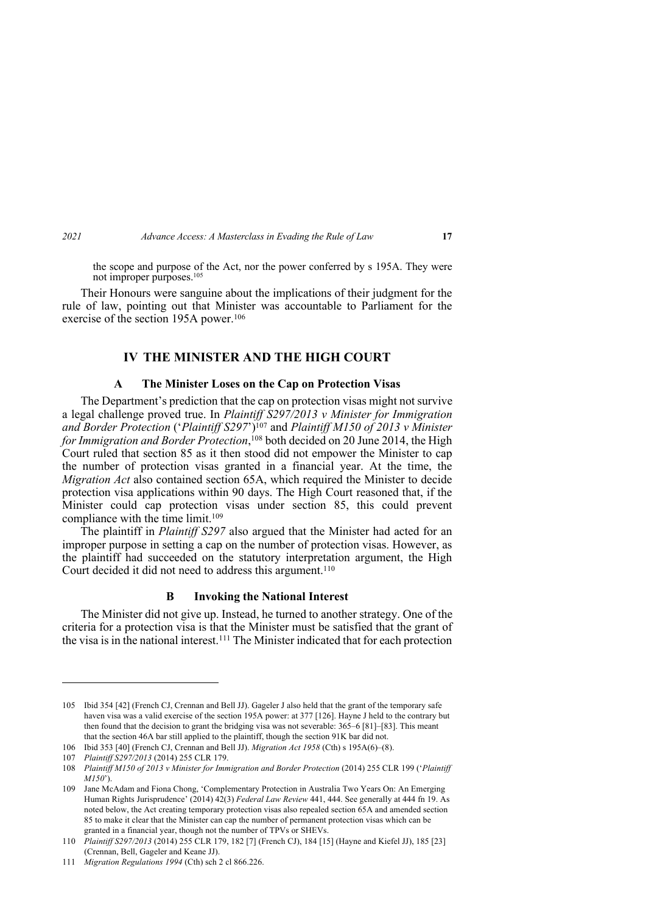the scope and purpose of the Act, nor the power conferred by s 195A. They were not improper purposes.[105]

Their Honours were sanguine about the implications of their judgment for the rule of law, pointing out that Minister was accountable to Parliament for the exercise of the section 195A power.[106]

## IV THE MINISTER AND THE HIGH COURT

### A The Minister Loses on the Cap on Protection Visas

The Department's prediction that the cap on protection visas might not survive a legal challenge proved true. In *Plaintiff S297/2013 v Minister for Immigration and Border Protection* ('*Plaintiff S297*')[107] and *Plaintiff M150 of 2013 v Minister for Immigration and Border Protection*,[108] both decided on 20 June 2014, the High Court ruled that section 85 as it then stood did not empower the Minister to cap the number of protection visas granted in a financial year. At the time, the *Migration Act* also contained section 65A, which required the Minister to decide protection visa applications within 90 days. The High Court reasoned that, if the Minister could cap protection visas under section 85, this could prevent compliance with the time limit.[109]

The plaintiff in *Plaintiff S297* also argued that the Minister had acted for an improper purpose in setting a cap on the number of protection visas. However, as the plaintiff had succeeded on the statutory interpretation argument, the High Court decided it did not need to address this argument.[110]

### B Invoking the National Interest

The Minister did not give up. Instead, he turned to another strategy. One of the criteria for a protection visa is that the Minister must be satisfied that the grant of the visa is in the national interest.[111] The Minister indicated that for each protection

---

105 Ibid 354 [42] (French CJ, Crennan and Bell JJ). Gageler J also held that the grant of the temporary safe haven visa was a valid exercise of the section 195A power: at 377 [126]. Hayne J held to the contrary but then found that the decision to grant the bridging visa was not severable: 365–6 [81]–[83]. This meant that the section 46A bar still applied to the plaintiff, though the section 91K bar did not.

106 Ibid 353 [40] (French CJ, Crennan and Bell JJ). *Migration Act 1958* (Cth) s 195A(6)–(8).

107 *Plaintiff S297/2013* (2014) 255 CLR 179.

108 *Plaintiff M150 of 2013 v Minister for Immigration and Border Protection* (2014) 255 CLR 199 ('*Plaintiff M150*').

109 Jane McAdam and Fiona Chong, 'Complementary Protection in Australia Two Years On: An Emerging Human Rights Jurisprudence' (2014) 42(3) *Federal Law Review* 441, 444. See generally at 444 fn 19. As noted below, the Act creating temporary protection visas also repealed section 65A and amended section 85 to make it clear that the Minister can cap the number of permanent protection visas which can be granted in a financial year, though not the number of TPVs or SHEVs.

110 *Plaintiff S297/2013* (2014) 255 CLR 179, 182 [7] (French CJ), 184 [15] (Hayne and Kiefel JJ), 185 [23] (Crennan, Bell, Gageler and Keane JJ).

111 *Migration Regulations 1994* (Cth) sch 2 cl 866.226.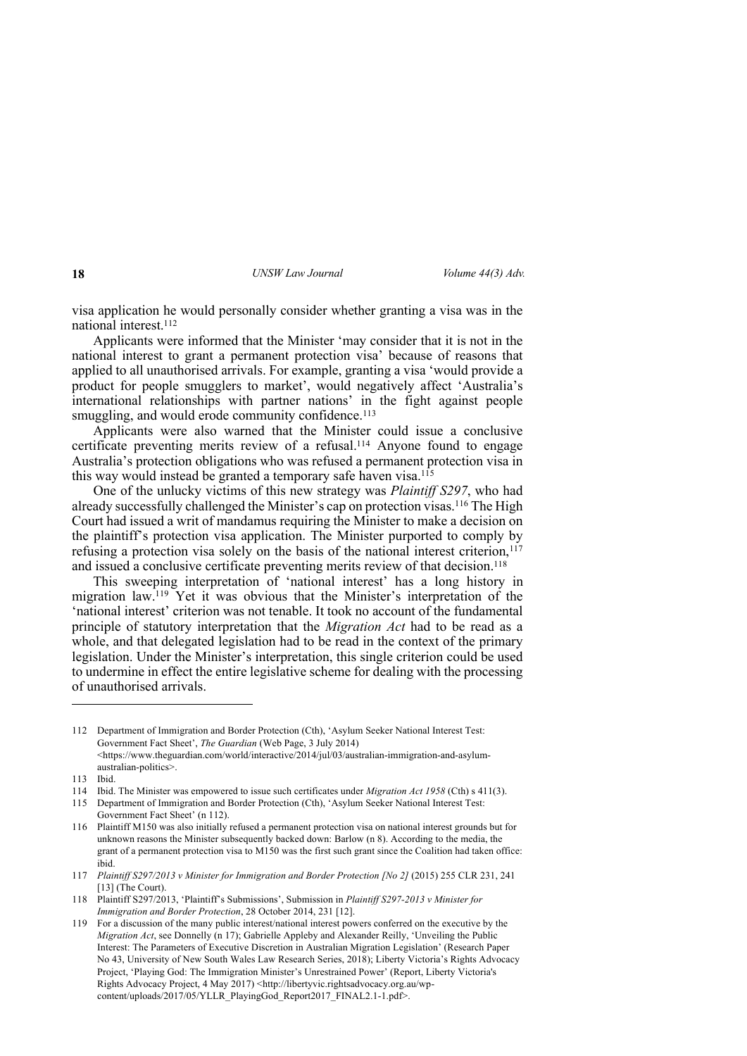visa application he would personally consider whether granting a visa was in the national interest.[112]

Applicants were informed that the Minister 'may consider that it is not in the national interest to grant a permanent protection visa' because of reasons that applied to all unauthorised arrivals. For example, granting a visa 'would provide a product for people smugglers to market', would negatively affect 'Australia's international relationships with partner nations' in the fight against people smuggling, and would erode community confidence.[113]

Applicants were also warned that the Minister could issue a conclusive certificate preventing merits review of a refusal.[114] Anyone found to engage Australia's protection obligations who was refused a permanent protection visa in this way would instead be granted a temporary safe haven visa.[115]

One of the unlucky victims of this new strategy was *Plaintiff S297*, who had already successfully challenged the Minister's cap on protection visas.[116] The High Court had issued a writ of mandamus requiring the Minister to make a decision on the plaintiff's protection visa application. The Minister purported to comply by refusing a protection visa solely on the basis of the national interest criterion,[117] and issued a conclusive certificate preventing merits review of that decision.[118]

This sweeping interpretation of 'national interest' has a long history in migration law.[119] Yet it was obvious that the Minister's interpretation of the 'national interest' criterion was not tenable. It took no account of the fundamental principle of statutory interpretation that the *Migration Act* had to be read as a whole, and that delegated legislation had to be read in the context of the primary legislation. Under the Minister's interpretation, this single criterion could be used to undermine in effect the entire legislative scheme for dealing with the processing of unauthorised arrivals.

---

112 Department of Immigration and Border Protection (Cth), 'Asylum Seeker National Interest Test: Government Fact Sheet', *The Guardian* (Web Page, 3 July 2014) <https://www.theguardian.com/world/interactive/2014/jul/03/australian-immigration-and-asylum-australian-politics>.

113 Ibid.

114 Ibid. The Minister was empowered to issue such certificates under *Migration Act 1958* (Cth) s 411(3).

115 Department of Immigration and Border Protection (Cth), 'Asylum Seeker National Interest Test: Government Fact Sheet' (n 112).

116 Plaintiff M150 was also initially refused a permanent protection visa on national interest grounds but for unknown reasons the Minister subsequently backed down: Barlow (n 8). According to the media, the grant of a permanent protection visa to M150 was the first such grant since the Coalition had taken office: ibid.

117 *Plaintiff S297/2013 v Minister for Immigration and Border Protection [No 2]* (2015) 255 CLR 231, 241 [13] (The Court).

118 Plaintiff S297/2013, 'Plaintiff's Submissions', Submission in *Plaintiff S297-2013 v Minister for Immigration and Border Protection*, 28 October 2014, 231 [12].

119 For a discussion of the many public interest/national interest powers conferred on the executive by the *Migration Act*, see Donnelly (n 17); Gabrielle Appleby and Alexander Reilly, 'Unveiling the Public Interest: The Parameters of Executive Discretion in Australian Migration Legislation' (Research Paper No 43, University of New South Wales Law Research Series, 2018); Liberty Victoria's Rights Advocacy Project, 'Playing God: The Immigration Minister's Unrestrained Power' (Report, Liberty Victoria's Rights Advocacy Project, 4 May 2017) <http://libertyvic.rightsadvocacy.org.au/wp-content/uploads/2017/05/YLLR_PlayingGod_Report2017_FINAL2.1-1.pdf>.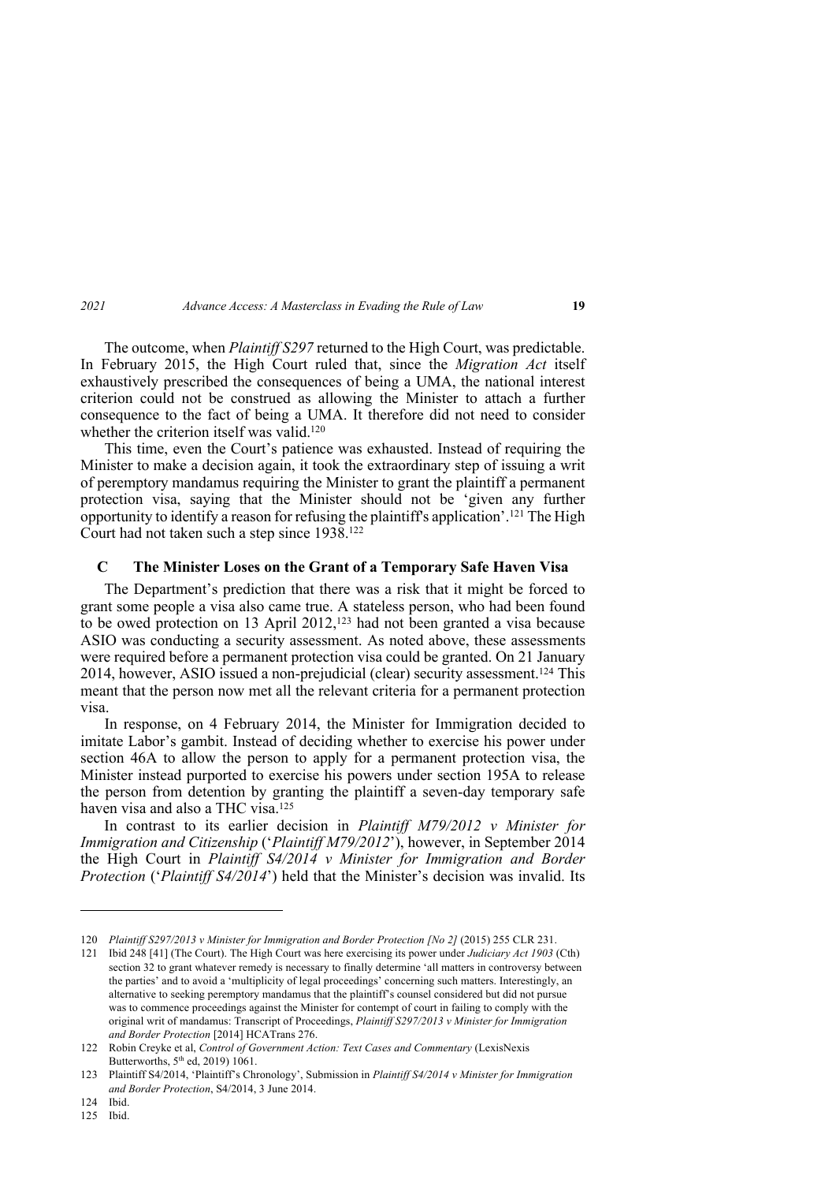The outcome, when *Plaintiff S297* returned to the High Court, was predictable. In February 2015, the High Court ruled that, since the *Migration Act* itself exhaustively prescribed the consequences of being a UMA, the national interest criterion could not be construed as allowing the Minister to attach a further consequence to the fact of being a UMA. It therefore did not need to consider whether the criterion itself was valid.[120]

This time, even the Court's patience was exhausted. Instead of requiring the Minister to make a decision again, it took the extraordinary step of issuing a writ of peremptory mandamus requiring the Minister to grant the plaintiff a permanent protection visa, saying that the Minister should not be 'given any further opportunity to identify a reason for refusing the plaintiff's application'.[121] The High Court had not taken such a step since 1938.[122]

### C The Minister Loses on the Grant of a Temporary Safe Haven Visa

The Department's prediction that there was a risk that it might be forced to grant some people a visa also came true. A stateless person, who had been found to be owed protection on 13 April 2012,[123] had not been granted a visa because ASIO was conducting a security assessment. As noted above, these assessments were required before a permanent protection visa could be granted. On 21 January 2014, however, ASIO issued a non-prejudicial (clear) security assessment.[124] This meant that the person now met all the relevant criteria for a permanent protection visa.

In response, on 4 February 2014, the Minister for Immigration decided to imitate Labor's gambit. Instead of deciding whether to exercise his power under section 46A to allow the person to apply for a permanent protection visa, the Minister instead purported to exercise his powers under section 195A to release the person from detention by granting the plaintiff a seven-day temporary safe haven visa and also a THC visa.[125]

In contrast to its earlier decision in *Plaintiff M79/2012 v Minister for Immigration and Citizenship* ('*Plaintiff M79/2012*'), however, in September 2014 the High Court in *Plaintiff S4/2014 v Minister for Immigration and Border Protection* ('*Plaintiff S4/2014*') held that the Minister's decision was invalid. Its

---

120 *Plaintiff S297/2013 v Minister for Immigration and Border Protection [No 2]* (2015) 255 CLR 231.

121 Ibid 248 [41] (The Court). The High Court was here exercising its power under *Judiciary Act 1903* (Cth) section 32 to grant whatever remedy is necessary to finally determine 'all matters in controversy between the parties' and to avoid a 'multiplicity of legal proceedings' concerning such matters. Interestingly, an alternative to seeking peremptory mandamus that the plaintiff's counsel considered but did not pursue was to commence proceedings against the Minister for contempt of court in failing to comply with the original writ of mandamus: Transcript of Proceedings, *Plaintiff S297/2013 v Minister for Immigration and Border Protection* [2014] HCATrans 276.

122 Robin Creyke et al, *Control of Government Action: Text Cases and Commentary* (LexisNexis Butterworths, 5th ed, 2019) 1061.

123 Plaintiff S4/2014, 'Plaintiff's Chronology', Submission in *Plaintiff S4/2014 v Minister for Immigration and Border Protection*, S4/2014, 3 June 2014.

124 Ibid.

125 Ibid.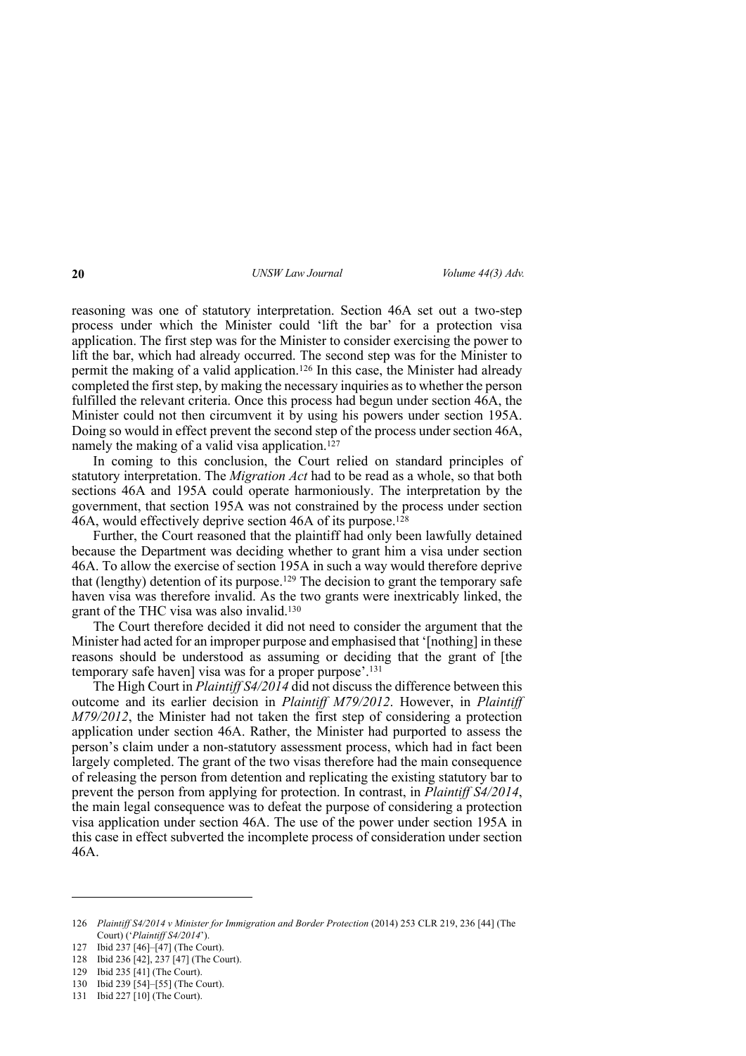reasoning was one of statutory interpretation. Section 46A set out a two-step process under which the Minister could 'lift the bar' for a protection visa application. The first step was for the Minister to consider exercising the power to lift the bar, which had already occurred. The second step was for the Minister to permit the making of a valid application.[126] In this case, the Minister had already completed the first step, by making the necessary inquiries as to whether the person fulfilled the relevant criteria. Once this process had begun under section 46A, the Minister could not then circumvent it by using his powers under section 195A. Doing so would in effect prevent the second step of the process under section 46A, namely the making of a valid visa application.[127]

In coming to this conclusion, the Court relied on standard principles of statutory interpretation. The *Migration Act* had to be read as a whole, so that both sections 46A and 195A could operate harmoniously. The interpretation by the government, that section 195A was not constrained by the process under section 46A, would effectively deprive section 46A of its purpose.[128]

Further, the Court reasoned that the plaintiff had only been lawfully detained because the Department was deciding whether to grant him a visa under section 46A. To allow the exercise of section 195A in such a way would therefore deprive that (lengthy) detention of its purpose.[129] The decision to grant the temporary safe haven visa was therefore invalid. As the two grants were inextricably linked, the grant of the THC visa was also invalid.[130]

The Court therefore decided it did not need to consider the argument that the Minister had acted for an improper purpose and emphasised that '[nothing] in these reasons should be understood as assuming or deciding that the grant of [the temporary safe haven] visa was for a proper purpose'.[131]

The High Court in *Plaintiff S4/2014* did not discuss the difference between this outcome and its earlier decision in *Plaintiff M79/2012*. However, in *Plaintiff M79/2012*, the Minister had not taken the first step of considering a protection application under section 46A. Rather, the Minister had purported to assess the person's claim under a non-statutory assessment process, which had in fact been largely completed. The grant of the two visas therefore had the main consequence of releasing the person from detention and replicating the existing statutory bar to prevent the person from applying for protection. In contrast, in *Plaintiff S4/2014*, the main legal consequence was to defeat the purpose of considering a protection visa application under section 46A. The use of the power under section 195A in this case in effect subverted the incomplete process of consideration under section 46A.

---

126 *Plaintiff S4/2014 v Minister for Immigration and Border Protection* (2014) 253 CLR 219, 236 [44] (The Court) ('*Plaintiff S4/2014*').

127 Ibid 237 [46]–[47] (The Court).

128 Ibid 236 [42], 237 [47] (The Court).

129 Ibid 235 [41] (The Court).

130 Ibid 239 [54]–[55] (The Court).

131 Ibid 227 [10] (The Court).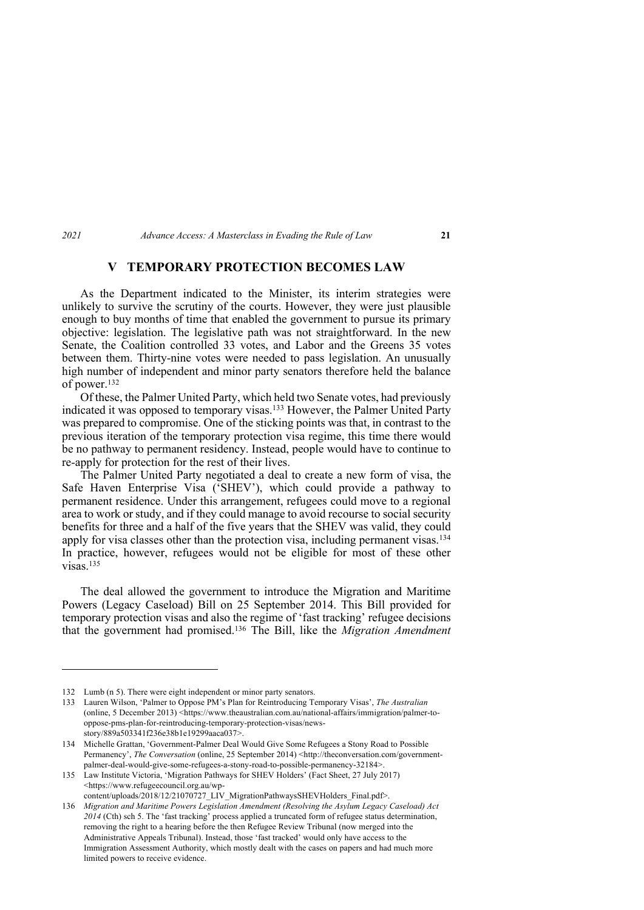## V TEMPORARY PROTECTION BECOMES LAW

As the Department indicated to the Minister, its interim strategies were unlikely to survive the scrutiny of the courts. However, they were just plausible enough to buy months of time that enabled the government to pursue its primary objective: legislation. The legislative path was not straightforward. In the new Senate, the Coalition controlled 33 votes, and Labor and the Greens 35 votes between them. Thirty-nine votes were needed to pass legislation. An unusually high number of independent and minor party senators therefore held the balance of power.[132]

Of these, the Palmer United Party, which held two Senate votes, had previously indicated it was opposed to temporary visas.[133] However, the Palmer United Party was prepared to compromise. One of the sticking points was that, in contrast to the previous iteration of the temporary protection visa regime, this time there would be no pathway to permanent residency. Instead, people would have to continue to re-apply for protection for the rest of their lives.

The Palmer United Party negotiated a deal to create a new form of visa, the Safe Haven Enterprise Visa ('SHEV'), which could provide a pathway to permanent residence. Under this arrangement, refugees could move to a regional area to work or study, and if they could manage to avoid recourse to social security benefits for three and a half of the five years that the SHEV was valid, they could apply for visa classes other than the protection visa, including permanent visas.[134] In practice, however, refugees would not be eligible for most of these other visas.[135]

The deal allowed the government to introduce the Migration and Maritime Powers (Legacy Caseload) Bill on 25 September 2014. This Bill provided for temporary protection visas and also the regime of 'fast tracking' refugee decisions that the government had promised.[136] The Bill, like the *Migration Amendment*

---

132 Lumb (n 5). There were eight independent or minor party senators.

133 Lauren Wilson, 'Palmer to Oppose PM's Plan for Reintroducing Temporary Visas', *The Australian* (online, 5 December 2013) <https://www.theaustralian.com.au/national-affairs/immigration/palmer-to-oppose-pms-plan-for-reintroducing-temporary-protection-visas/news-story/889a503341f236e38b1e19299aaca037>.

134 Michelle Grattan, 'Government-Palmer Deal Would Give Some Refugees a Stony Road to Possible Permanency', *The Conversation* (online, 25 September 2014) <http://theconversation.com/government-palmer-deal-would-give-some-refugees-a-stony-road-to-possible-permanency-32184>.

135 Law Institute Victoria, 'Migration Pathways for SHEV Holders' (Fact Sheet, 27 July 2017) <https://www.refugeecouncil.org.au/wp-content/uploads/2018/12/21070727_LIV_MigrationPathwaysSHEVHolders_Final.pdf>.

136 *Migration and Maritime Powers Legislation Amendment (Resolving the Asylum Legacy Caseload) Act 2014* (Cth) sch 5. The 'fast tracking' process applied a truncated form of refugee status determination, removing the right to a hearing before the then Refugee Review Tribunal (now merged into the Administrative Appeals Tribunal). Instead, those 'fast tracked' would only have access to the Immigration Assessment Authority, which mostly dealt with the cases on papers and had much more limited powers to receive evidence.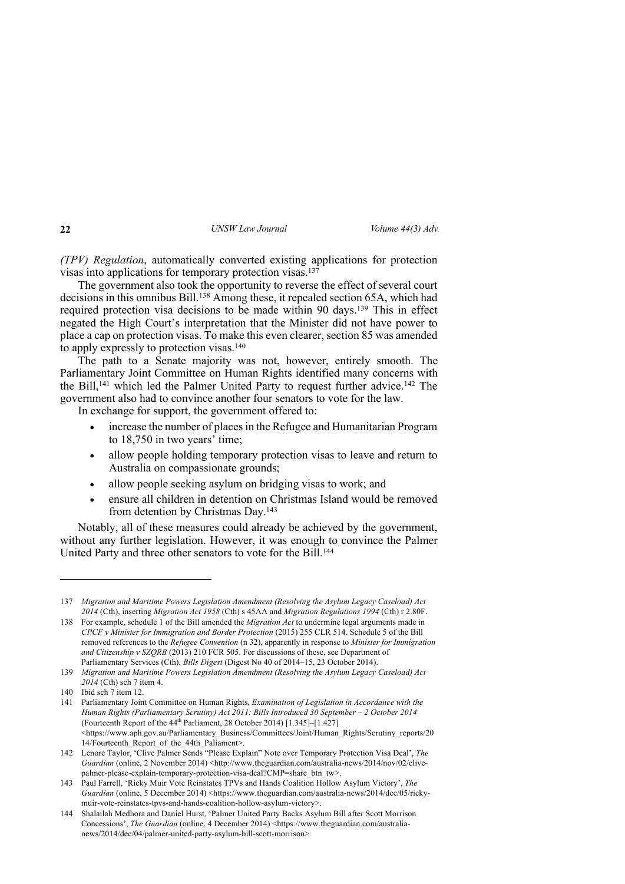*(TPV) Regulation*, automatically converted existing applications for protection visas into applications for temporary protection visas.[137]

The government also took the opportunity to reverse the effect of several court decisions in this omnibus Bill.[138] Among these, it repealed section 65A, which had required protection visa decisions to be made within 90 days.[139] This in effect negated the High Court's interpretation that the Minister did not have power to place a cap on protection visas. To make this even clearer, section 85 was amended to apply expressly to protection visas.[140]

The path to a Senate majority was not, however, entirely smooth. The Parliamentary Joint Committee on Human Rights identified many concerns with the Bill,[141] which led the Palmer United Party to request further advice.[142] The government also had to convince another four senators to vote for the law.

In exchange for support, the government offered to:

- increase the number of places in the Refugee and Humanitarian Program to 18,750 in two years' time;
- allow people holding temporary protection visas to leave and return to Australia on compassionate grounds;
- allow people seeking asylum on bridging visas to work; and
- ensure all children in detention on Christmas Island would be removed from detention by Christmas Day.[143]

Notably, all of these measures could already be achieved by the government, without any further legislation. However, it was enough to convince the Palmer United Party and three other senators to vote for the Bill.[144]

---

137 *Migration and Maritime Powers Legislation Amendment (Resolving the Asylum Legacy Caseload) Act 2014* (Cth), inserting *Migration Act 1958* (Cth) s 45AA and *Migration Regulations 1994* (Cth) r 2.80F.

138 For example, schedule 1 of the Bill amended the *Migration Act* to undermine legal arguments made in *CPCF v Minister for Immigration and Border Protection* (2015) 255 CLR 514. Schedule 5 of the Bill removed references to the *Refugee Convention* (n 32), apparently in response to *Minister for Immigration and Citizenship v SZQRB* (2013) 210 FCR 505. For discussions of these, see Department of Parliamentary Services (Cth), *Bills Digest* (Digest No 40 of 2014–15, 23 October 2014).

139 *Migration and Maritime Powers Legislation Amendment (Resolving the Asylum Legacy Caseload) Act 2014* (Cth) sch 7 item 4.

140 Ibid sch 7 item 12.

141 Parliamentary Joint Committee on Human Rights, *Examination of Legislation in Accordance with the Human Rights (Parliamentary Scrutiny) Act 2011: Bills Introduced 30 September – 2 October 2014* (Fourteenth Report of the 44th Parliament, 28 October 2014) [1.345]–[1.427] <https://www.aph.gov.au/Parliamentary_Business/Committees/Joint/Human_Rights/Scrutiny_reports/2014/Fourteenth_Report_of_the_44th_Paliament>.

142 Lenore Taylor, 'Clive Palmer Sends "Please Explain" Note over Temporary Protection Visa Deal', *The Guardian* (online, 2 November 2014) <http://www.theguardian.com/australia-news/2014/nov/02/clive-palmer-please-explain-temporary-protection-visa-deal?CMP=share_btn_tw>.

143 Paul Farrell, 'Ricky Muir Vote Reinstates TPVs and Hands Coalition Hollow Asylum Victory', *The Guardian* (online, 5 December 2014) <https://www.theguardian.com/australia-news/2014/dec/05/ricky-muir-vote-reinstates-tpvs-and-hands-coalition-hollow-asylum-victory>.

144 Shalailah Medhora and Daniel Hurst, 'Palmer United Party Backs Asylum Bill after Scott Morrison Concessions', *The Guardian* (online, 4 December 2014) <https://www.theguardian.com/australia-news/2014/dec/04/palmer-united-party-asylum-bill-scott-morrison>.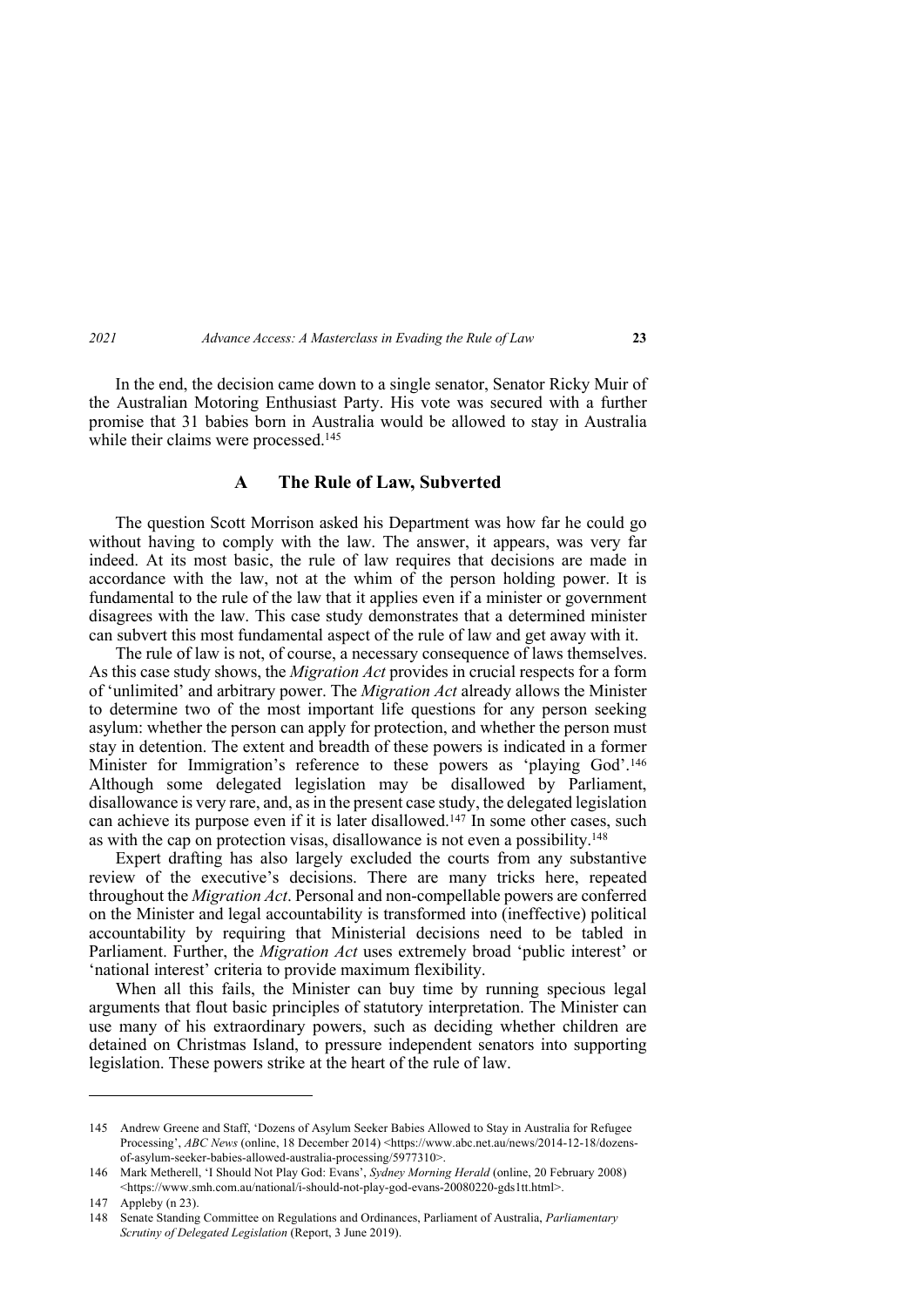In the end, the decision came down to a single senator, Senator Ricky Muir of the Australian Motoring Enthusiast Party. His vote was secured with a further promise that 31 babies born in Australia would be allowed to stay in Australia while their claims were processed.[145]

## A The Rule of Law, Subverted

The question Scott Morrison asked his Department was how far he could go without having to comply with the law. The answer, it appears, was very far indeed. At its most basic, the rule of law requires that decisions are made in accordance with the law, not at the whim of the person holding power. It is fundamental to the rule of the law that it applies even if a minister or government disagrees with the law. This case study demonstrates that a determined minister can subvert this most fundamental aspect of the rule of law and get away with it.

The rule of law is not, of course, a necessary consequence of laws themselves. As this case study shows, the *Migration Act* provides in crucial respects for a form of 'unlimited' and arbitrary power. The *Migration Act* already allows the Minister to determine two of the most important life questions for any person seeking asylum: whether the person can apply for protection, and whether the person must stay in detention. The extent and breadth of these powers is indicated in a former Minister for Immigration's reference to these powers as 'playing God'.[146] Although some delegated legislation may be disallowed by Parliament, disallowance is very rare, and, as in the present case study, the delegated legislation can achieve its purpose even if it is later disallowed.[147] In some other cases, such as with the cap on protection visas, disallowance is not even a possibility.[148]

Expert drafting has also largely excluded the courts from any substantive review of the executive's decisions. There are many tricks here, repeated throughout the *Migration Act*. Personal and non-compellable powers are conferred on the Minister and legal accountability is transformed into (ineffective) political accountability by requiring that Ministerial decisions need to be tabled in Parliament. Further, the *Migration Act* uses extremely broad 'public interest' or 'national interest' criteria to provide maximum flexibility.

When all this fails, the Minister can buy time by running specious legal arguments that flout basic principles of statutory interpretation. The Minister can use many of his extraordinary powers, such as deciding whether children are detained on Christmas Island, to pressure independent senators into supporting legislation. These powers strike at the heart of the rule of law.

---

145 Andrew Greene and Staff, 'Dozens of Asylum Seeker Babies Allowed to Stay in Australia for Refugee Processing', *ABC News* (online, 18 December 2014) <https://www.abc.net.au/news/2014-12-18/dozens-of-asylum-seeker-babies-allowed-australia-processing/5977310>.

146 Mark Metherell, 'I Should Not Play God: Evans', *Sydney Morning Herald* (online, 20 February 2008) <https://www.smh.com.au/national/i-should-not-play-god-evans-20080220-gds1tt.html>.

147 Appleby (n 23).

148 Senate Standing Committee on Regulations and Ordinances, Parliament of Australia, *Parliamentary Scrutiny of Delegated Legislation* (Report, 3 June 2019).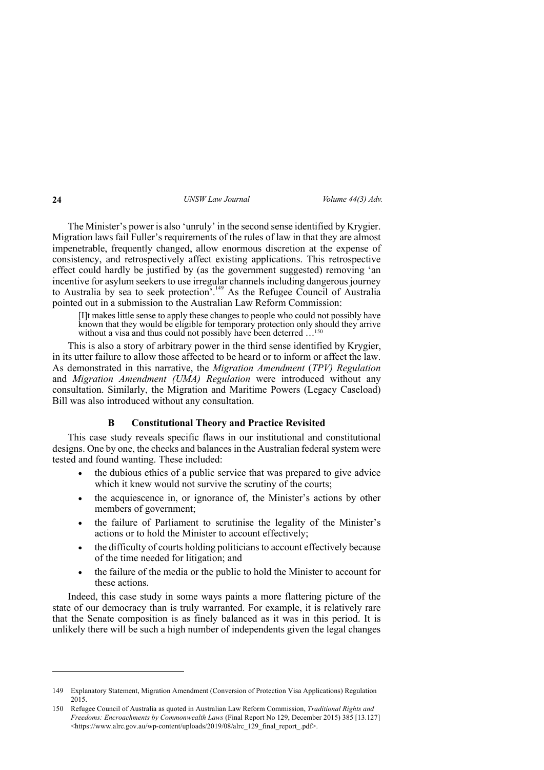The Minister's power is also 'unruly' in the second sense identified by Krygier. Migration laws fail Fuller's requirements of the rules of law in that they are almost impenetrable, frequently changed, allow enormous discretion at the expense of consistency, and retrospectively affect existing applications. This retrospective effect could hardly be justified by (as the government suggested) removing 'an incentive for asylum seekers to use irregular channels including dangerous journey to Australia by sea to seek protection'.[149] As the Refugee Council of Australia pointed out in a submission to the Australian Law Reform Commission:

> [I]t makes little sense to apply these changes to people who could not possibly have known that they would be eligible for temporary protection only should they arrive without a visa and thus could not possibly have been deterred …[150]

This is also a story of arbitrary power in the third sense identified by Krygier, in its utter failure to allow those affected to be heard or to inform or affect the law. As demonstrated in this narrative, the *Migration Amendment* (*TPV) Regulation* and *Migration Amendment (UMA) Regulation* were introduced without any consultation. Similarly, the Migration and Maritime Powers (Legacy Caseload) Bill was also introduced without any consultation.

### B Constitutional Theory and Practice Revisited

This case study reveals specific flaws in our institutional and constitutional designs. One by one, the checks and balances in the Australian federal system were tested and found wanting. These included:

- the dubious ethics of a public service that was prepared to give advice which it knew would not survive the scrutiny of the courts;
- the acquiescence in, or ignorance of, the Minister's actions by other members of government;
- the failure of Parliament to scrutinise the legality of the Minister's actions or to hold the Minister to account effectively;
- the difficulty of courts holding politicians to account effectively because of the time needed for litigation; and
- the failure of the media or the public to hold the Minister to account for these actions.

Indeed, this case study in some ways paints a more flattering picture of the state of our democracy than is truly warranted. For example, it is relatively rare that the Senate composition is as finely balanced as it was in this period. It is unlikely there will be such a high number of independents given the legal changes

---

149 Explanatory Statement, Migration Amendment (Conversion of Protection Visa Applications) Regulation 2015.

150 Refugee Council of Australia as quoted in Australian Law Reform Commission, *Traditional Rights and Freedoms: Encroachments by Commonwealth Laws* (Final Report No 129, December 2015) 385 [13.127] <https://www.alrc.gov.au/wp-content/uploads/2019/08/alrc_129_final_report_.pdf>.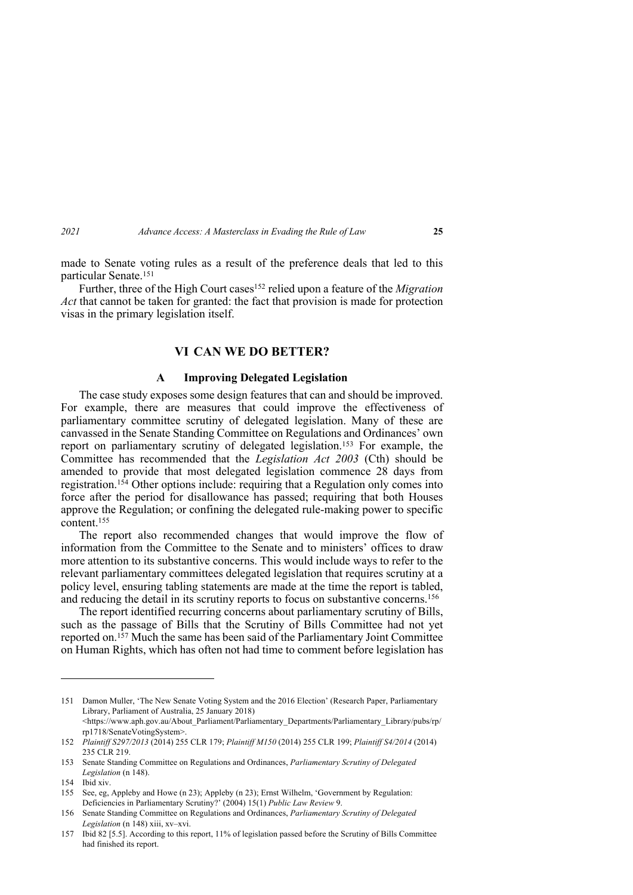made to Senate voting rules as a result of the preference deals that led to this particular Senate.[151]

Further, three of the High Court cases[152] relied upon a feature of the *Migration Act* that cannot be taken for granted: the fact that provision is made for protection visas in the primary legislation itself.

## VI CAN WE DO BETTER?

### A Improving Delegated Legislation

The case study exposes some design features that can and should be improved. For example, there are measures that could improve the effectiveness of parliamentary committee scrutiny of delegated legislation. Many of these are canvassed in the Senate Standing Committee on Regulations and Ordinances' own report on parliamentary scrutiny of delegated legislation.[153] For example, the Committee has recommended that the *Legislation Act 2003* (Cth) should be amended to provide that most delegated legislation commence 28 days from registration.[154] Other options include: requiring that a Regulation only comes into force after the period for disallowance has passed; requiring that both Houses approve the Regulation; or confining the delegated rule-making power to specific content.[155]

The report also recommended changes that would improve the flow of information from the Committee to the Senate and to ministers' offices to draw more attention to its substantive concerns. This would include ways to refer to the relevant parliamentary committees delegated legislation that requires scrutiny at a policy level, ensuring tabling statements are made at the time the report is tabled, and reducing the detail in its scrutiny reports to focus on substantive concerns.[156]

The report identified recurring concerns about parliamentary scrutiny of Bills, such as the passage of Bills that the Scrutiny of Bills Committee had not yet reported on.[157] Much the same has been said of the Parliamentary Joint Committee on Human Rights, which has often not had time to comment before legislation has

---

151 Damon Muller, 'The New Senate Voting System and the 2016 Election' (Research Paper, Parliamentary Library, Parliament of Australia, 25 January 2018) <https://www.aph.gov.au/About_Parliament/Parliamentary_Departments/Parliamentary_Library/pubs/rp/rp1718/SenateVotingSystem>.

152 *Plaintiff S297/2013* (2014) 255 CLR 179; *Plaintiff M150* (2014) 255 CLR 199; *Plaintiff S4/2014* (2014) 235 CLR 219.

153 Senate Standing Committee on Regulations and Ordinances, *Parliamentary Scrutiny of Delegated Legislation* (n 148).

154 Ibid xiv.

155 See, eg, Appleby and Howe (n 23); Appleby (n 23); Ernst Wilhelm, 'Government by Regulation: Deficiencies in Parliamentary Scrutiny?' (2004) 15(1) *Public Law Review* 9.

156 Senate Standing Committee on Regulations and Ordinances, *Parliamentary Scrutiny of Delegated Legislation* (n 148) xiii, xv–xvi.

157 Ibid 82 [5.5]. According to this report, 11% of legislation passed before the Scrutiny of Bills Committee had finished its report.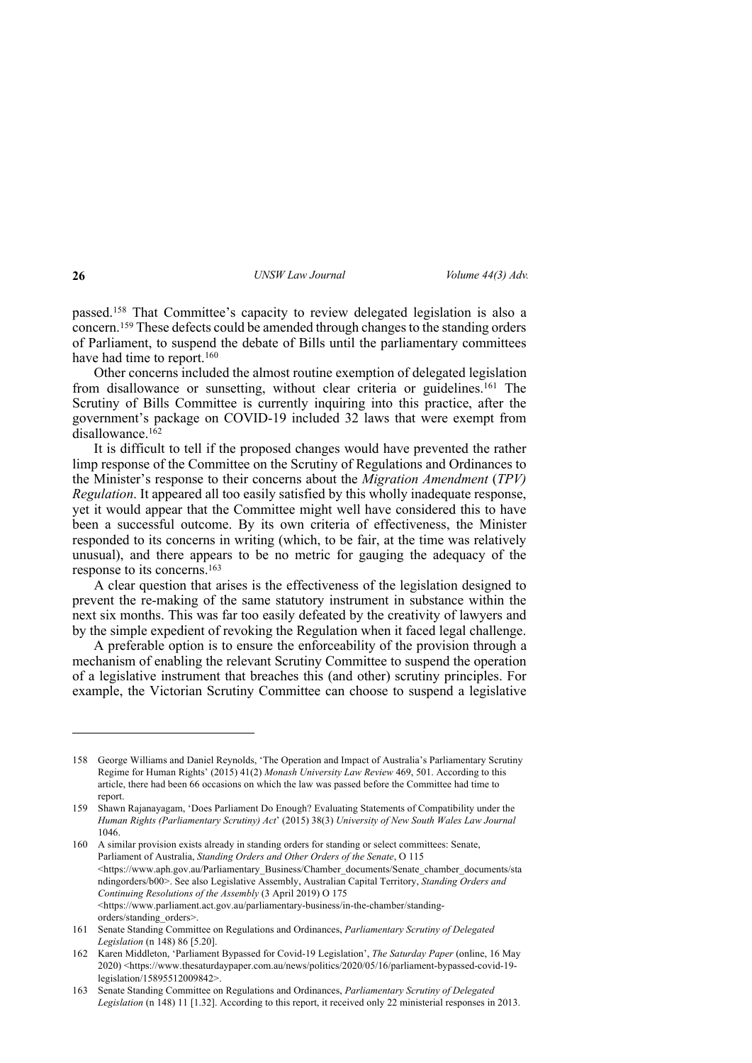passed.[158] That Committee's capacity to review delegated legislation is also a concern.[159] These defects could be amended through changes to the standing orders of Parliament, to suspend the debate of Bills until the parliamentary committees have had time to report.[160]

Other concerns included the almost routine exemption of delegated legislation from disallowance or sunsetting, without clear criteria or guidelines.[161] The Scrutiny of Bills Committee is currently inquiring into this practice, after the government's package on COVID-19 included 32 laws that were exempt from disallowance.[162]

It is difficult to tell if the proposed changes would have prevented the rather limp response of the Committee on the Scrutiny of Regulations and Ordinances to the Minister's response to their concerns about the *Migration Amendment* (*TPV*) *Regulation*. It appeared all too easily satisfied by this wholly inadequate response, yet it would appear that the Committee might well have considered this to have been a successful outcome. By its own criteria of effectiveness, the Minister responded to its concerns in writing (which, to be fair, at the time was relatively unusual), and there appears to be no metric for gauging the adequacy of the response to its concerns.[163]

A clear question that arises is the effectiveness of the legislation designed to prevent the re-making of the same statutory instrument in substance within the next six months. This was far too easily defeated by the creativity of lawyers and by the simple expedient of revoking the Regulation when it faced legal challenge.

A preferable option is to ensure the enforceability of the provision through a mechanism of enabling the relevant Scrutiny Committee to suspend the operation of a legislative instrument that breaches this (and other) scrutiny principles. For example, the Victorian Scrutiny Committee can choose to suspend a legislative

---

158 George Williams and Daniel Reynolds, 'The Operation and Impact of Australia's Parliamentary Scrutiny Regime for Human Rights' (2015) 41(2) *Monash University Law Review* 469, 501. According to this article, there had been 66 occasions on which the law was passed before the Committee had time to report.

159 Shawn Rajanayagam, 'Does Parliament Do Enough? Evaluating Statements of Compatibility under the *Human Rights (Parliamentary Scrutiny) Act*' (2015) 38(3) *University of New South Wales Law Journal* 1046.

160 A similar provision exists already in standing orders for standing or select committees: Senate, Parliament of Australia, *Standing Orders and Other Orders of the Senate*, O 115 <https://www.aph.gov.au/Parliamentary_Business/Chamber_documents/Senate_chamber_documents/standingorders/b00>. See also Legislative Assembly, Australian Capital Territory, *Standing Orders and Continuing Resolutions of the Assembly* (3 April 2019) O 175 <https://www.parliament.act.gov.au/parliamentary-business/in-the-chamber/standing-orders/standing_orders>.

161 Senate Standing Committee on Regulations and Ordinances, *Parliamentary Scrutiny of Delegated Legislation* (n 148) 86 [5.20].

162 Karen Middleton, 'Parliament Bypassed for Covid-19 Legislation', *The Saturday Paper* (online, 16 May 2020) <https://www.thesaturdaypaper.com.au/news/politics/2020/05/16/parliament-bypassed-covid-19-legislation/15895512009842>.

163 Senate Standing Committee on Regulations and Ordinances, *Parliamentary Scrutiny of Delegated Legislation* (n 148) 11 [1.32]. According to this report, it received only 22 ministerial responses in 2013.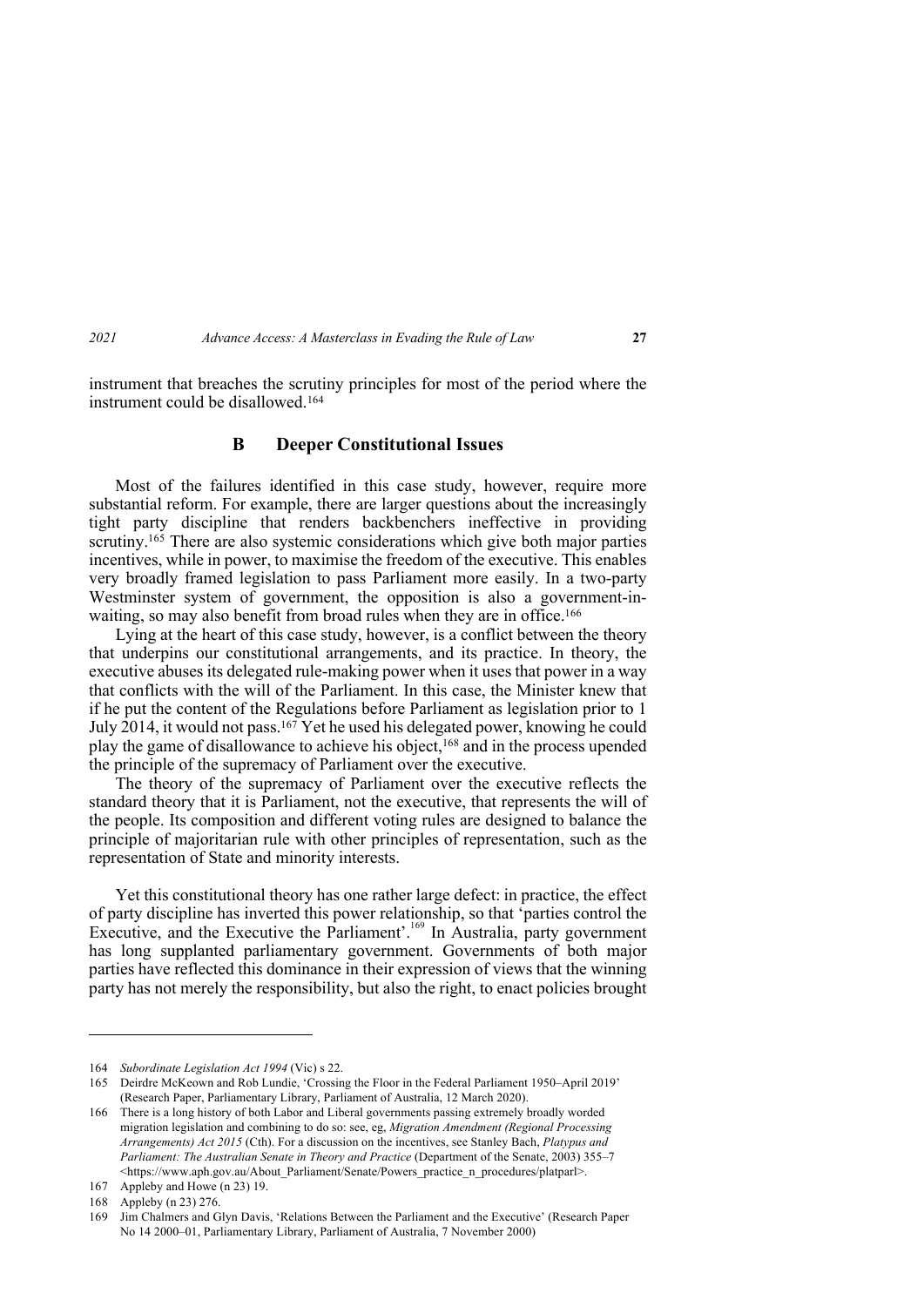instrument that breaches the scrutiny principles for most of the period where the instrument could be disallowed.[164]

### B Deeper Constitutional Issues

Most of the failures identified in this case study, however, require more substantial reform. For example, there are larger questions about the increasingly tight party discipline that renders backbenchers ineffective in providing scrutiny.[165] There are also systemic considerations which give both major parties incentives, while in power, to maximise the freedom of the executive. This enables very broadly framed legislation to pass Parliament more easily. In a two-party Westminster system of government, the opposition is also a government-in-waiting, so may also benefit from broad rules when they are in office.[166]

Lying at the heart of this case study, however, is a conflict between the theory that underpins our constitutional arrangements, and its practice. In theory, the executive abuses its delegated rule-making power when it uses that power in a way that conflicts with the will of the Parliament. In this case, the Minister knew that if he put the content of the Regulations before Parliament as legislation prior to 1 July 2014, it would not pass.[167] Yet he used his delegated power, knowing he could play the game of disallowance to achieve his object,[168] and in the process upended the principle of the supremacy of Parliament over the executive.

The theory of the supremacy of Parliament over the executive reflects the standard theory that it is Parliament, not the executive, that represents the will of the people. Its composition and different voting rules are designed to balance the principle of majoritarian rule with other principles of representation, such as the representation of State and minority interests.

Yet this constitutional theory has one rather large defect: in practice, the effect of party discipline has inverted this power relationship, so that 'parties control the Executive, and the Executive the Parliament'.[169] In Australia, party government has long supplanted parliamentary government. Governments of both major parties have reflected this dominance in their expression of views that the winning party has not merely the responsibility, but also the right, to enact policies brought

---

164 *Subordinate Legislation Act 1994* (Vic) s 22.

165 Deirdre McKeown and Rob Lundie, 'Crossing the Floor in the Federal Parliament 1950–April 2019' (Research Paper, Parliamentary Library, Parliament of Australia, 12 March 2020).

166 There is a long history of both Labor and Liberal governments passing extremely broadly worded migration legislation and combining to do so: see, eg, *Migration Amendment (Regional Processing Arrangements) Act 2015* (Cth). For a discussion on the incentives, see Stanley Bach, *Platypus and Parliament: The Australian Senate in Theory and Practice* (Department of the Senate, 2003) 355–7 <https://www.aph.gov.au/About_Parliament/Senate/Powers_practice_n_procedures/platparl>.

167 Appleby and Howe (n 23) 19.

168 Appleby (n 23) 276.

169 Jim Chalmers and Glyn Davis, 'Relations Between the Parliament and the Executive' (Research Paper No 14 2000–01, Parliamentary Library, Parliament of Australia, 7 November 2000)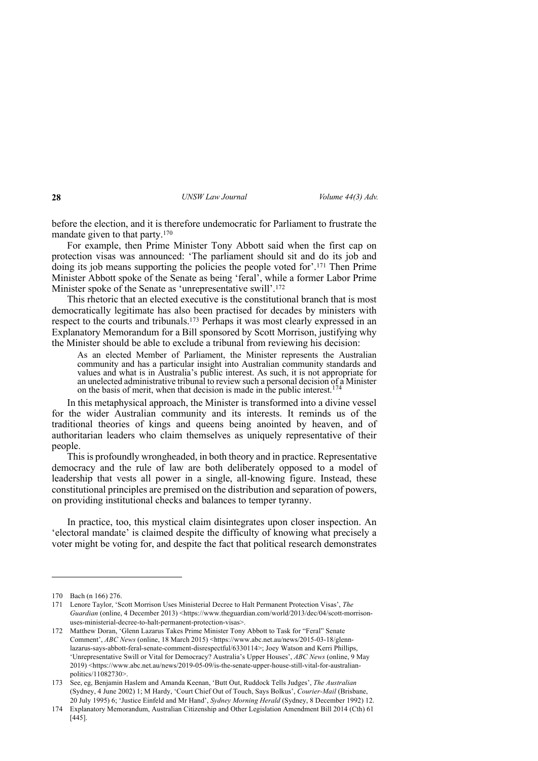before the election, and it is therefore undemocratic for Parliament to frustrate the mandate given to that party.[170]

For example, then Prime Minister Tony Abbott said when the first cap on protection visas was announced: 'The parliament should sit and do its job and doing its job means supporting the policies the people voted for'.[171] Then Prime Minister Abbott spoke of the Senate as being 'feral', while a former Labor Prime Minister spoke of the Senate as 'unrepresentative swill'.[172]

This rhetoric that an elected executive is the constitutional branch that is most democratically legitimate has also been practised for decades by ministers with respect to the courts and tribunals.[173] Perhaps it was most clearly expressed in an Explanatory Memorandum for a Bill sponsored by Scott Morrison, justifying why the Minister should be able to exclude a tribunal from reviewing his decision:

> As an elected Member of Parliament, the Minister represents the Australian community and has a particular insight into Australian community standards and values and what is in Australia's public interest. As such, it is not appropriate for an unelected administrative tribunal to review such a personal decision of a Minister on the basis of merit, when that decision is made in the public interest.[174]

In this metaphysical approach, the Minister is transformed into a divine vessel for the wider Australian community and its interests. It reminds us of the traditional theories of kings and queens being anointed by heaven, and of authoritarian leaders who claim themselves as uniquely representative of their people.

This is profoundly wrongheaded, in both theory and in practice. Representative democracy and the rule of law are both deliberately opposed to a model of leadership that vests all power in a single, all-knowing figure. Instead, these constitutional principles are premised on the distribution and separation of powers, on providing institutional checks and balances to temper tyranny.

In practice, too, this mystical claim disintegrates upon closer inspection. An 'electoral mandate' is claimed despite the difficulty of knowing what precisely a voter might be voting for, and despite the fact that political research demonstrates

---

170 Bach (n 166) 276.

171 Lenore Taylor, 'Scott Morrison Uses Ministerial Decree to Halt Permanent Protection Visas', *The Guardian* (online, 4 December 2013) <https://www.theguardian.com/world/2013/dec/04/scott-morrison-uses-ministerial-decree-to-halt-permanent-protection-visas>.

172 Matthew Doran, 'Glenn Lazarus Takes Prime Minister Tony Abbott to Task for "Feral" Senate Comment', *ABC News* (online, 18 March 2015) <https://www.abc.net.au/news/2015-03-18/glenn-lazarus-says-abbott-feral-senate-comment-disrespectful/6330114>; Joey Watson and Kerri Phillips, 'Unrepresentative Swill or Vital for Democracy? Australia's Upper Houses', *ABC News* (online, 9 May 2019) <https://www.abc.net.au/news/2019-05-09/is-the-senate-upper-house-still-vital-for-australian-politics/11082730>.

173 See, eg, Benjamin Haslem and Amanda Keenan, 'Butt Out, Ruddock Tells Judges', *The Australian* (Sydney, 4 June 2002) 1; M Hardy, 'Court Chief Out of Touch, Says Bolkus', *Courier-Mail* (Brisbane, 20 July 1995) 6; 'Justice Einfeld and Mr Hand', *Sydney Morning Herald* (Sydney, 8 December 1992) 12.

174 Explanatory Memorandum, Australian Citizenship and Other Legislation Amendment Bill 2014 (Cth) 61 [445].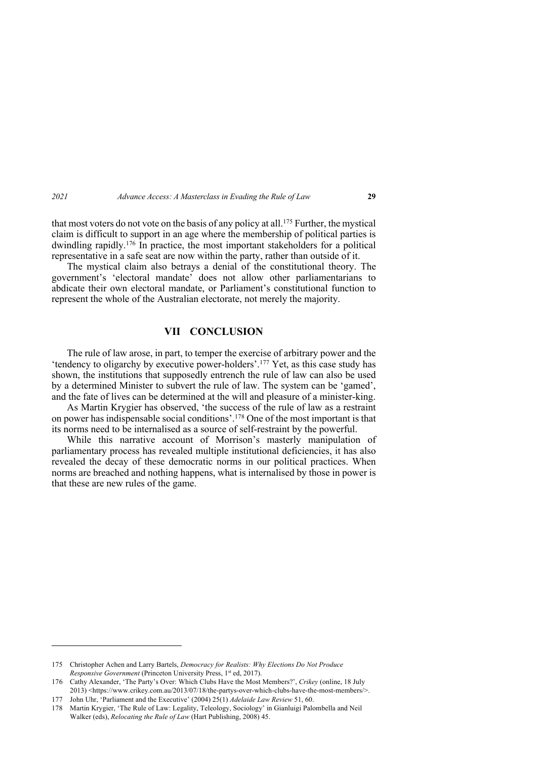that most voters do not vote on the basis of any policy at all.[175] Further, the mystical claim is difficult to support in an age where the membership of political parties is dwindling rapidly.[176] In practice, the most important stakeholders for a political representative in a safe seat are now within the party, rather than outside of it.

The mystical claim also betrays a denial of the constitutional theory. The government's 'electoral mandate' does not allow other parliamentarians to abdicate their own electoral mandate, or Parliament's constitutional function to represent the whole of the Australian electorate, not merely the majority.

## VII CONCLUSION

The rule of law arose, in part, to temper the exercise of arbitrary power and the 'tendency to oligarchy by executive power-holders'.[177] Yet, as this case study has shown, the institutions that supposedly entrench the rule of law can also be used by a determined Minister to subvert the rule of law. The system can be 'gamed', and the fate of lives can be determined at the will and pleasure of a minister-king.

As Martin Krygier has observed, 'the success of the rule of law as a restraint on power has indispensable social conditions'.[178] One of the most important is that its norms need to be internalised as a source of self-restraint by the powerful.

While this narrative account of Morrison's masterly manipulation of parliamentary process has revealed multiple institutional deficiencies, it has also revealed the decay of these democratic norms in our political practices. When norms are breached and nothing happens, what is internalised by those in power is that these are new rules of the game.

---

175 Christopher Achen and Larry Bartels, *Democracy for Realists: Why Elections Do Not Produce Responsive Government* (Princeton University Press, 1st ed, 2017).

176 Cathy Alexander, 'The Party's Over: Which Clubs Have the Most Members?', *Crikey* (online, 18 July 2013) <https://www.crikey.com.au/2013/07/18/the-partys-over-which-clubs-have-the-most-members/>.

177 John Uhr, 'Parliament and the Executive' (2004) 25(1) *Adelaide Law Review* 51, 60.

178 Martin Krygier, 'The Rule of Law: Legality, Teleology, Sociology' in Gianluigi Palombella and Neil Walker (eds), *Relocating the Rule of Law* (Hart Publishing, 2008) 45.